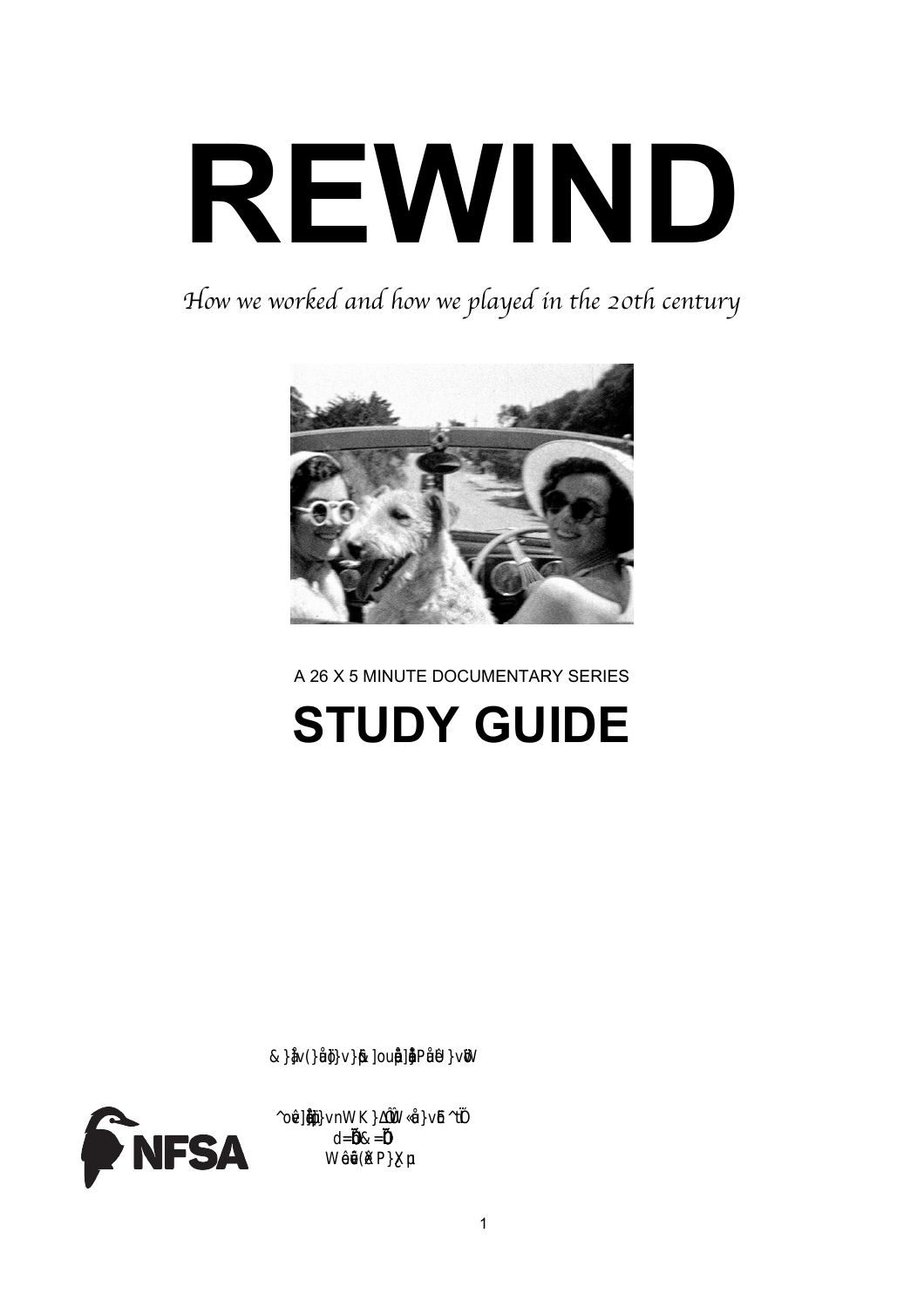# REWIND

*How we worked and how we played in the 20th century*

A 26 X 5 MINUTE DOCUMENTARY SERIES

# STUDY GUIDE

NFSA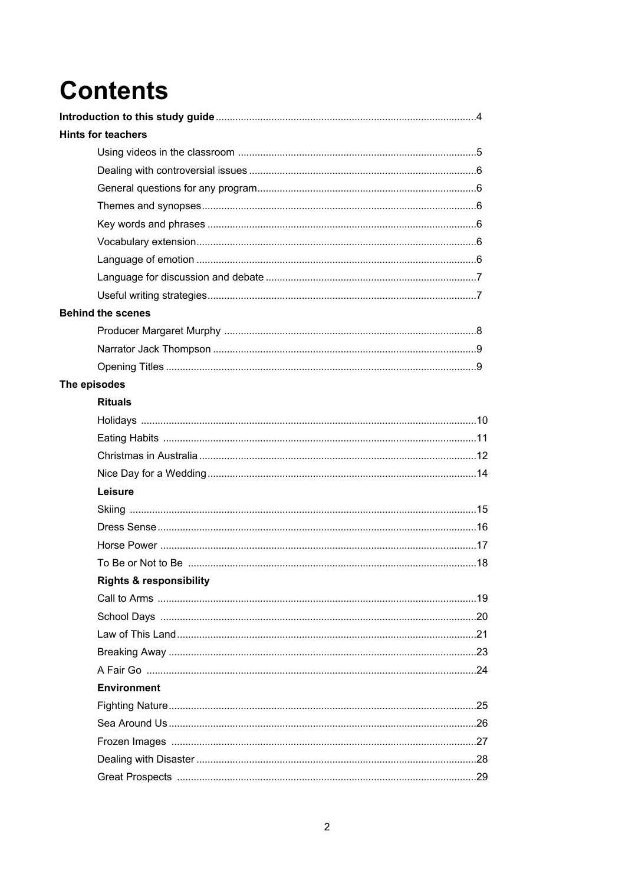# Contents

**Introduction to this study guide** ............................................. 4

**Hints for teachers**

- Using videos in the classroom ............................................. 5
- Dealing with controversial issues ............................................. 6
- General questions for any program ............................................. 6
- Themes and synopses ............................................. 6
- Key words and phrases ............................................. 6
- Vocabulary extension ............................................. 6
- Language of emotion ............................................. 6
- Language for discussion and debate ............................................. 7
- Useful writing strategies ............................................. 7

**Behind the scenes**

- Producer Margaret Murphy ............................................. 8
- Narrator Jack Thompson ............................................. 9
- Opening Titles ............................................. 9

**The episodes**

**Rituals**

- Holidays ............................................. 10
- Eating Habits ............................................. 11
- Christmas in Australia ............................................. 12
- Nice Day for a Wedding ............................................. 14

**Leisure**

- Skiing ............................................. 15
- Dress Sense ............................................. 16
- Horse Power ............................................. 17
- To Be or Not to Be ............................................. 18

**Rights & responsibility**

- Call to Arms ............................................. 19
- School Days ............................................. 20
- Law of This Land ............................................. 21
- Breaking Away ............................................. 23
- A Fair Go ............................................. 24

**Environment**

- Fighting Nature ............................................. 25
- Sea Around Us ............................................. 26
- Frozen Images ............................................. 27
- Dealing with Disaster ............................................. 28
- Great Prospects ............................................. 29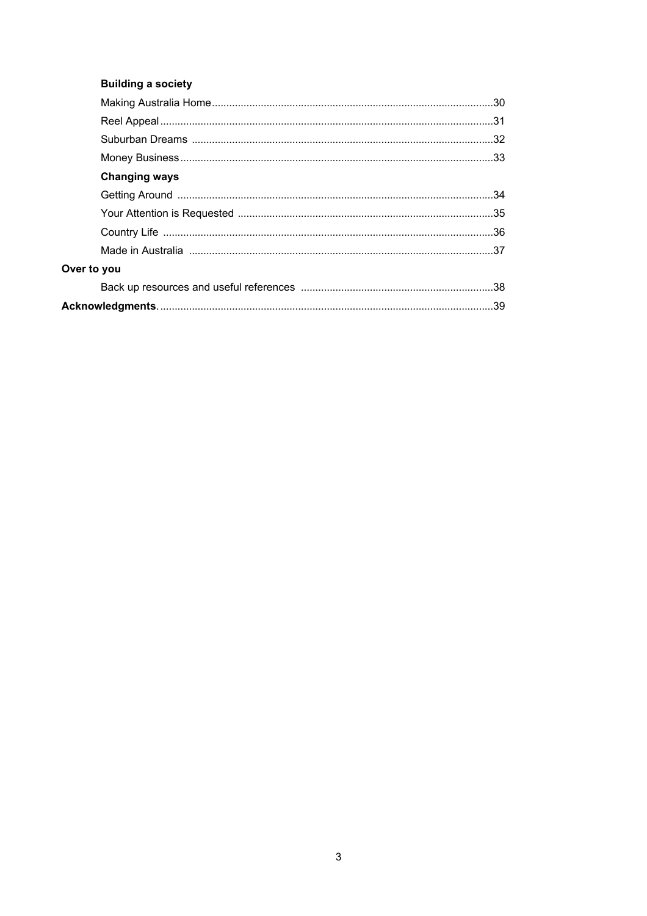**Building a society**

Making Australia Home ....................................................................................................30

Reel Appeal ....................................................................................................................31

Suburban Dreams ..........................................................................................................32

Money Business .............................................................................................................33

**Changing ways**

Getting Around ...............................................................................................................34

Your Attention is Requested ..........................................................................................35

Country Life ...................................................................................................................36

Made in Australia ...........................................................................................................37

**Over to you**

Back up resources and useful references .....................................................................38

**Acknowledgments**. ..........................................................................................................39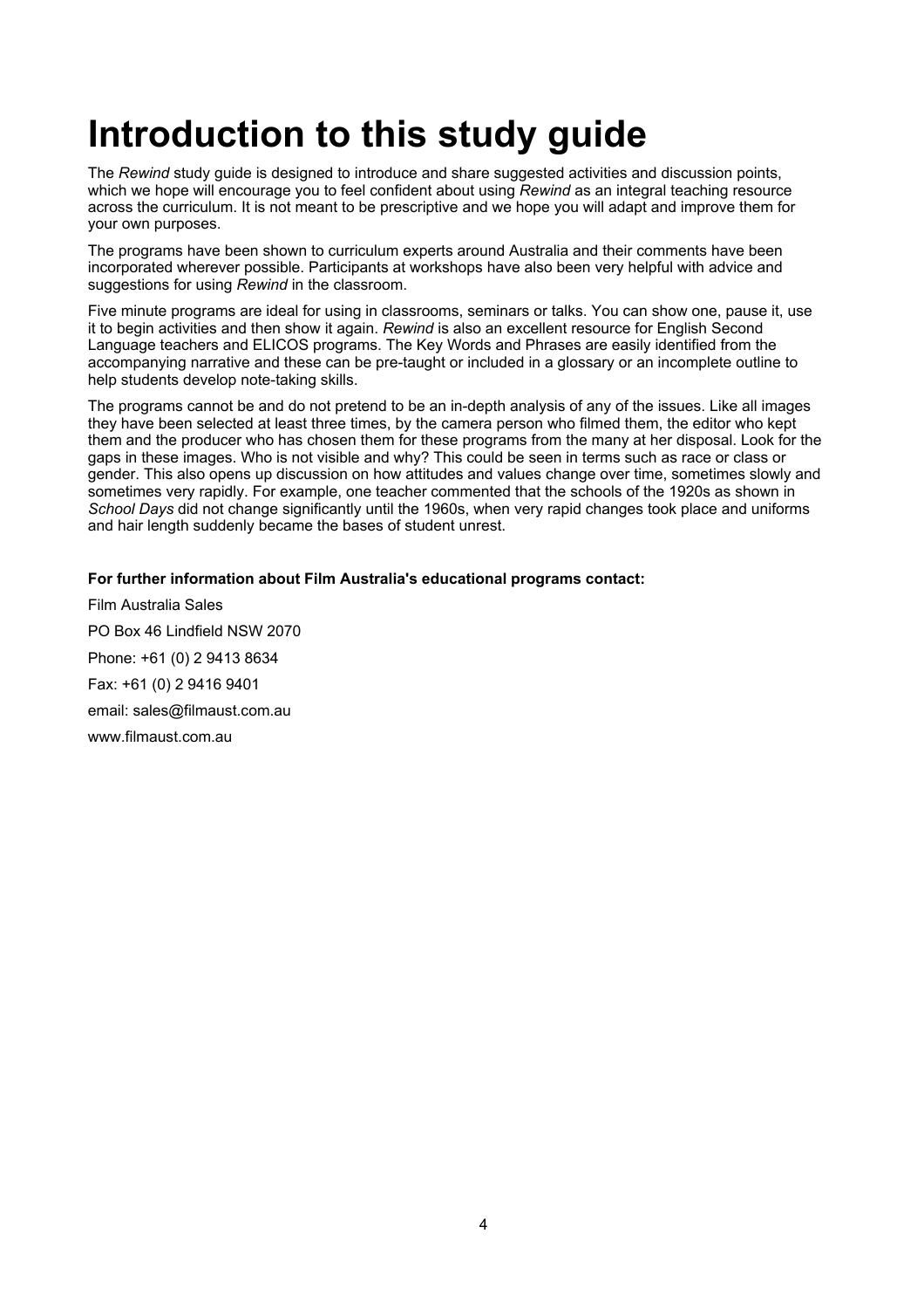# Introduction to this study guide

The *Rewind* study guide is designed to introduce and share suggested activities and discussion points, which we hope will encourage you to feel confident about using *Rewind* as an integral teaching resource across the curriculum. It is not meant to be prescriptive and we hope you will adapt and improve them for your own purposes.

The programs have been shown to curriculum experts around Australia and their comments have been incorporated wherever possible. Participants at workshops have also been very helpful with advice and suggestions for using *Rewind* in the classroom.

Five minute programs are ideal for using in classrooms, seminars or talks. You can show one, pause it, use it to begin activities and then show it again. *Rewind* is also an excellent resource for English Second Language teachers and ELICOS programs. The Key Words and Phrases are easily identified from the accompanying narrative and these can be pre-taught or included in a glossary or an incomplete outline to help students develop note-taking skills.

The programs cannot be and do not pretend to be an in-depth analysis of any of the issues. Like all images they have been selected at least three times, by the camera person who filmed them, the editor who kept them and the producer who has chosen them for these programs from the many at her disposal. Look for the gaps in these images. Who is not visible and why? This could be seen in terms such as race or class or gender. This also opens up discussion on how attitudes and values change over time, sometimes slowly and sometimes very rapidly. For example, one teacher commented that the schools of the 1920s as shown in *School Days* did not change significantly until the 1960s, when very rapid changes took place and uniforms and hair length suddenly became the bases of student unrest.

**For further information about Film Australia's educational programs contact:**

Film Australia Sales

PO Box 46 Lindfield NSW 2070

Phone: +61 (0) 2 9413 8634

Fax: +61 (0) 2 9416 9401

email: sales@filmaust.com.au

www.filmaust.com.au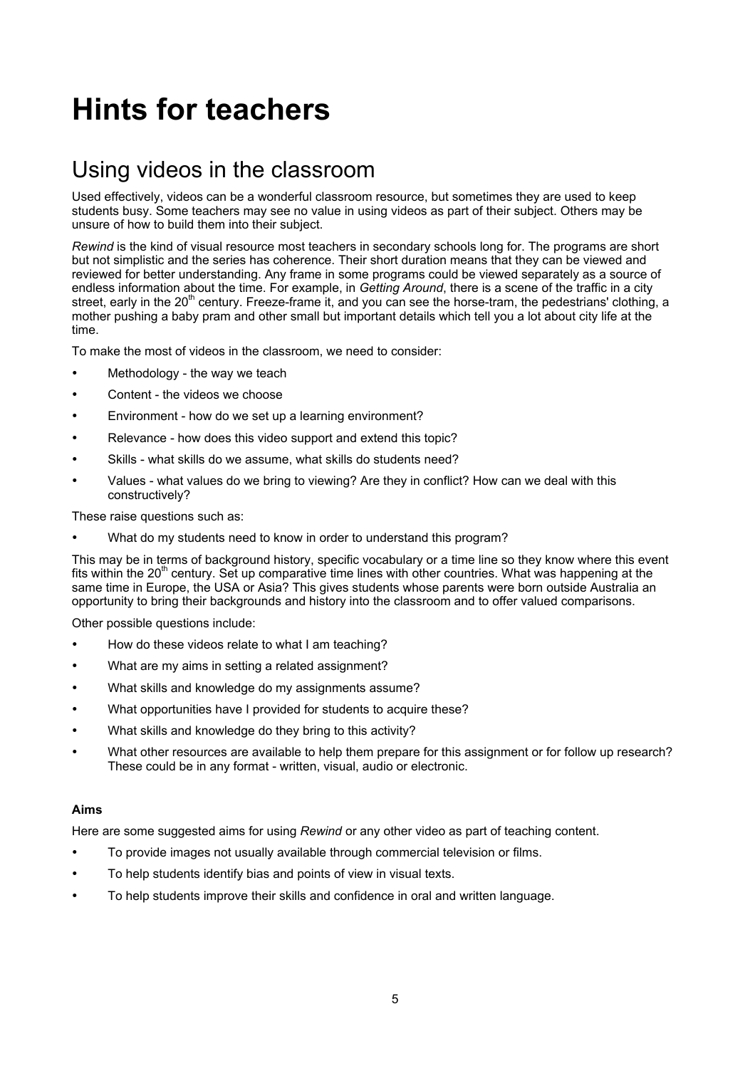# Hints for teachers

## Using videos in the classroom

Used effectively, videos can be a wonderful classroom resource, but sometimes they are used to keep students busy. Some teachers may see no value in using videos as part of their subject. Others may be unsure of how to build them into their subject.

*Rewind* is the kind of visual resource most teachers in secondary schools long for. The programs are short but not simplistic and the series has coherence. Their short duration means that they can be viewed and reviewed for better understanding. Any frame in some programs could be viewed separately as a source of endless information about the time. For example, in *Getting Around*, there is a scene of the traffic in a city street, early in the 20th century. Freeze-frame it, and you can see the horse-tram, the pedestrians' clothing, a mother pushing a baby pram and other small but important details which tell you a lot about city life at the time.

To make the most of videos in the classroom, we need to consider:

- Methodology - the way we teach
- Content - the videos we choose
- Environment - how do we set up a learning environment?
- Relevance - how does this video support and extend this topic?
- Skills - what skills do we assume, what skills do students need?
- Values - what values do we bring to viewing? Are they in conflict? How can we deal with this constructively?

These raise questions such as:

- What do my students need to know in order to understand this program?

This may be in terms of background history, specific vocabulary or a time line so they know where this event fits within the 20th century. Set up comparative time lines with other countries. What was happening at the same time in Europe, the USA or Asia? This gives students whose parents were born outside Australia an opportunity to bring their backgrounds and history into the classroom and to offer valued comparisons.

Other possible questions include:

- How do these videos relate to what I am teaching?
- What are my aims in setting a related assignment?
- What skills and knowledge do my assignments assume?
- What opportunities have I provided for students to acquire these?
- What skills and knowledge do they bring to this activity?
- What other resources are available to help them prepare for this assignment or for follow up research? These could be in any format - written, visual, audio or electronic.

**Aims**

Here are some suggested aims for using *Rewind* or any other video as part of teaching content.

- To provide images not usually available through commercial television or films.
- To help students identify bias and points of view in visual texts.
- To help students improve their skills and confidence in oral and written language.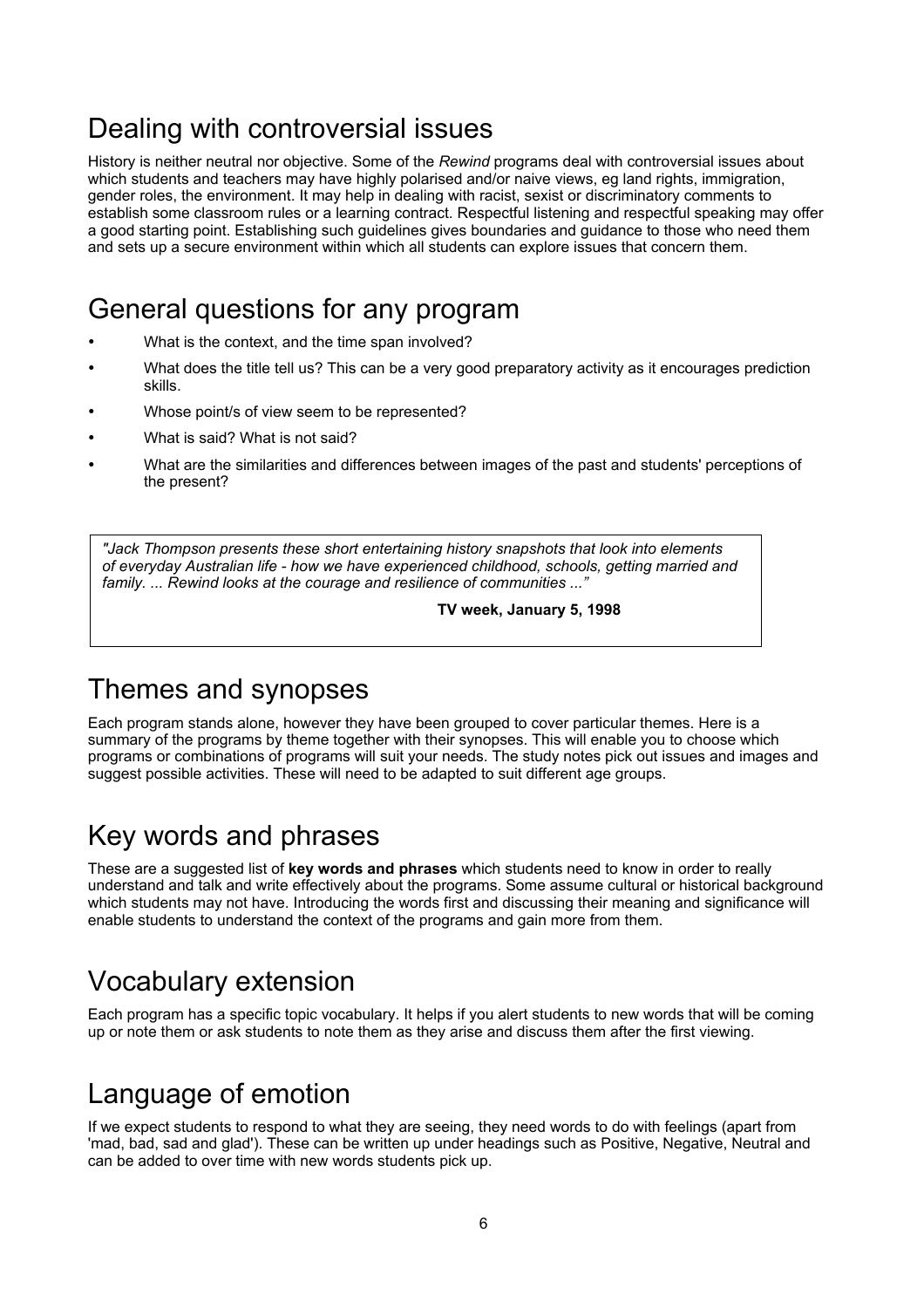## Dealing with controversial issues

History is neither neutral nor objective. Some of the *Rewind* programs deal with controversial issues about which students and teachers may have highly polarised and/or naive views, eg land rights, immigration, gender roles, the environment. It may help in dealing with racist, sexist or discriminatory comments to establish some classroom rules or a learning contract. Respectful listening and respectful speaking may offer a good starting point. Establishing such guidelines gives boundaries and guidance to those who need them and sets up a secure environment within which all students can explore issues that concern them.

## General questions for any program

- What is the context, and the time span involved?
- What does the title tell us? This can be a very good preparatory activity as it encourages prediction skills.
- Whose point/s of view seem to be represented?
- What is said? What is not said?
- What are the similarities and differences between images of the past and students' perceptions of the present?

> *"Jack Thompson presents these short entertaining history snapshots that look into elements of everyday Australian life - how we have experienced childhood, schools, getting married and family. ... Rewind looks at the courage and resilience of communities ..."*
>
> **TV week, January 5, 1998**

## Themes and synopses

Each program stands alone, however they have been grouped to cover particular themes. Here is a summary of the programs by theme together with their synopses. This will enable you to choose which programs or combinations of programs will suit your needs. The study notes pick out issues and images and suggest possible activities. These will need to be adapted to suit different age groups.

## Key words and phrases

These are a suggested list of **key words and phrases** which students need to know in order to really understand and talk and write effectively about the programs. Some assume cultural or historical background which students may not have. Introducing the words first and discussing their meaning and significance will enable students to understand the context of the programs and gain more from them.

## Vocabulary extension

Each program has a specific topic vocabulary. It helps if you alert students to new words that will be coming up or note them or ask students to note them as they arise and discuss them after the first viewing.

## Language of emotion

If we expect students to respond to what they are seeing, they need words to do with feelings (apart from 'mad, bad, sad and glad'). These can be written up under headings such as Positive, Negative, Neutral and can be added to over time with new words students pick up.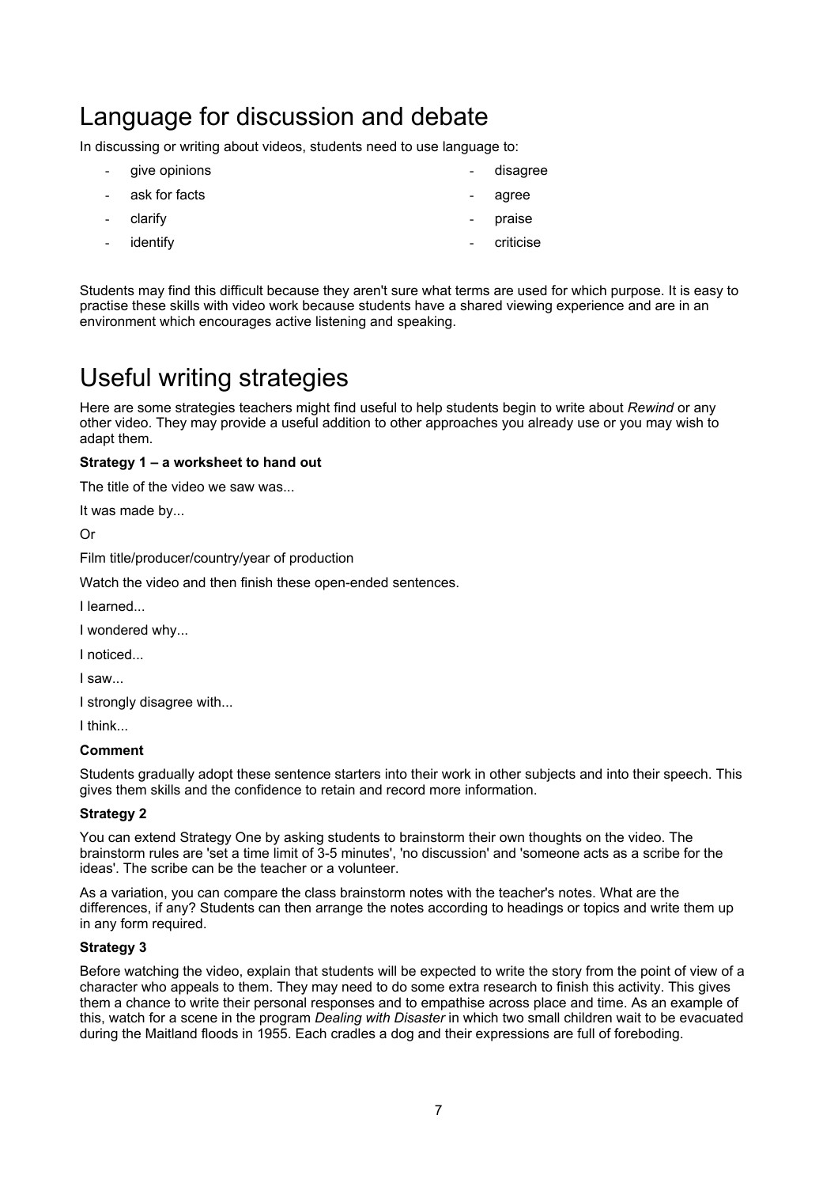# Language for discussion and debate

In discussing or writing about videos, students need to use language to:

- give opinions
- ask for facts
- clarify
- identify
- disagree
- agree
- praise
- criticise

Students may find this difficult because they aren't sure what terms are used for which purpose. It is easy to practise these skills with video work because students have a shared viewing experience and are in an environment which encourages active listening and speaking.

# Useful writing strategies

Here are some strategies teachers might find useful to help students begin to write about *Rewind* or any other video. They may provide a useful addition to other approaches you already use or you may wish to adapt them.

**Strategy 1 – a worksheet to hand out**

The title of the video we saw was...

It was made by...

Or

Film title/producer/country/year of production

Watch the video and then finish these open-ended sentences.

I learned...

I wondered why...

I noticed...

I saw...

I strongly disagree with...

I think...

**Comment**

Students gradually adopt these sentence starters into their work in other subjects and into their speech. This gives them skills and the confidence to retain and record more information.

**Strategy 2**

You can extend Strategy One by asking students to brainstorm their own thoughts on the video. The brainstorm rules are 'set a time limit of 3-5 minutes', 'no discussion' and 'someone acts as a scribe for the ideas'. The scribe can be the teacher or a volunteer.

As a variation, you can compare the class brainstorm notes with the teacher's notes. What are the differences, if any? Students can then arrange the notes according to headings or topics and write them up in any form required.

**Strategy 3**

Before watching the video, explain that students will be expected to write the story from the point of view of a character who appeals to them. They may need to do some extra research to finish this activity. This gives them a chance to write their personal responses and to empathise across place and time. As an example of this, watch for a scene in the program *Dealing with Disaster* in which two small children wait to be evacuated during the Maitland floods in 1955. Each cradles a dog and their expressions are full of foreboding.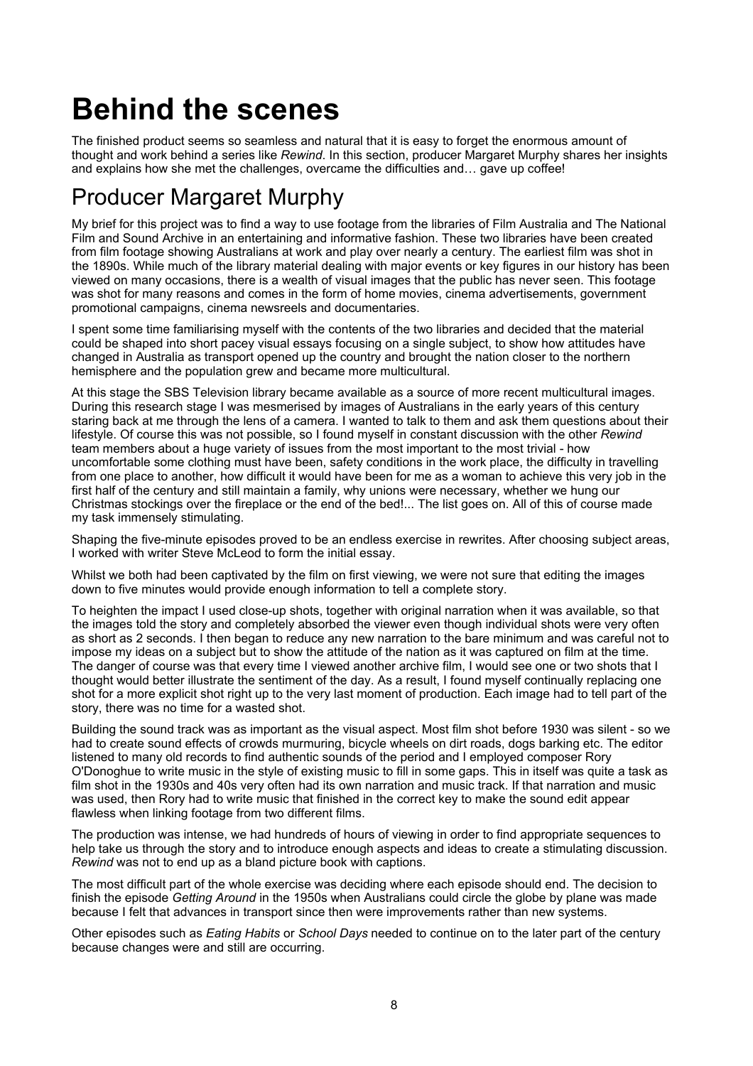# Behind the scenes

The finished product seems so seamless and natural that it is easy to forget the enormous amount of thought and work behind a series like *Rewind*. In this section, producer Margaret Murphy shares her insights and explains how she met the challenges, overcame the difficulties and… gave up coffee!

## Producer Margaret Murphy

My brief for this project was to find a way to use footage from the libraries of Film Australia and The National Film and Sound Archive in an entertaining and informative fashion. These two libraries have been created from film footage showing Australians at work and play over nearly a century. The earliest film was shot in the 1890s. While much of the library material dealing with major events or key figures in our history has been viewed on many occasions, there is a wealth of visual images that the public has never seen. This footage was shot for many reasons and comes in the form of home movies, cinema advertisements, government promotional campaigns, cinema newsreels and documentaries.

I spent some time familiarising myself with the contents of the two libraries and decided that the material could be shaped into short pacey visual essays focusing on a single subject, to show how attitudes have changed in Australia as transport opened up the country and brought the nation closer to the northern hemisphere and the population grew and became more multicultural.

At this stage the SBS Television library became available as a source of more recent multicultural images. During this research stage I was mesmerised by images of Australians in the early years of this century staring back at me through the lens of a camera. I wanted to talk to them and ask them questions about their lifestyle. Of course this was not possible, so I found myself in constant discussion with the other *Rewind* team members about a huge variety of issues from the most important to the most trivial - how uncomfortable some clothing must have been, safety conditions in the work place, the difficulty in travelling from one place to another, how difficult it would have been for me as a woman to achieve this very job in the first half of the century and still maintain a family, why unions were necessary, whether we hung our Christmas stockings over the fireplace or the end of the bed!... The list goes on. All of this of course made my task immensely stimulating.

Shaping the five-minute episodes proved to be an endless exercise in rewrites. After choosing subject areas, I worked with writer Steve McLeod to form the initial essay.

Whilst we both had been captivated by the film on first viewing, we were not sure that editing the images down to five minutes would provide enough information to tell a complete story.

To heighten the impact I used close-up shots, together with original narration when it was available, so that the images told the story and completely absorbed the viewer even though individual shots were very often as short as 2 seconds. I then began to reduce any new narration to the bare minimum and was careful not to impose my ideas on a subject but to show the attitude of the nation as it was captured on film at the time. The danger of course was that every time I viewed another archive film, I would see one or two shots that I thought would better illustrate the sentiment of the day. As a result, I found myself continually replacing one shot for a more explicit shot right up to the very last moment of production. Each image had to tell part of the story, there was no time for a wasted shot.

Building the sound track was as important as the visual aspect. Most film shot before 1930 was silent - so we had to create sound effects of crowds murmuring, bicycle wheels on dirt roads, dogs barking etc. The editor listened to many old records to find authentic sounds of the period and I employed composer Rory O'Donoghue to write music in the style of existing music to fill in some gaps. This in itself was quite a task as film shot in the 1930s and 40s very often had its own narration and music track. If that narration and music was used, then Rory had to write music that finished in the correct key to make the sound edit appear flawless when linking footage from two different films.

The production was intense, we had hundreds of hours of viewing in order to find appropriate sequences to help take us through the story and to introduce enough aspects and ideas to create a stimulating discussion. *Rewind* was not to end up as a bland picture book with captions.

The most difficult part of the whole exercise was deciding where each episode should end. The decision to finish the episode *Getting Around* in the 1950s when Australians could circle the globe by plane was made because I felt that advances in transport since then were improvements rather than new systems.

Other episodes such as *Eating Habits* or *School Days* needed to continue on to the later part of the century because changes were and still are occurring.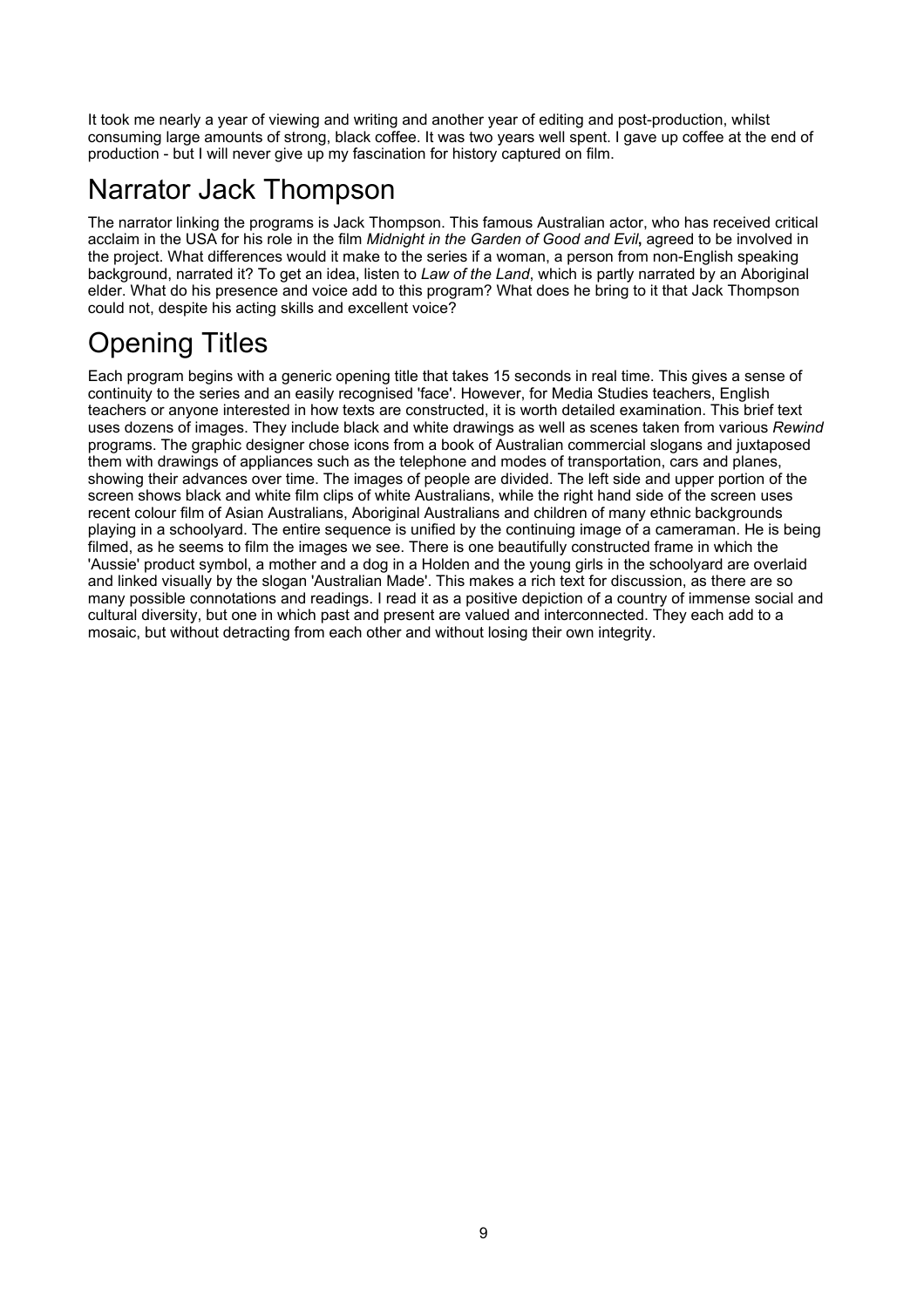It took me nearly a year of viewing and writing and another year of editing and post-production, whilst consuming large amounts of strong, black coffee. It was two years well spent. I gave up coffee at the end of production - but I will never give up my fascination for history captured on film.

# Narrator Jack Thompson

The narrator linking the programs is Jack Thompson. This famous Australian actor, who has received critical acclaim in the USA for his role in the film *Midnight in the Garden of Good and Evil*, agreed to be involved in the project. What differences would it make to the series if a woman, a person from non-English speaking background, narrated it? To get an idea, listen to *Law of the Land*, which is partly narrated by an Aboriginal elder. What do his presence and voice add to this program? What does he bring to it that Jack Thompson could not, despite his acting skills and excellent voice?

# Opening Titles

Each program begins with a generic opening title that takes 15 seconds in real time. This gives a sense of continuity to the series and an easily recognised 'face'. However, for Media Studies teachers, English teachers or anyone interested in how texts are constructed, it is worth detailed examination. This brief text uses dozens of images. They include black and white drawings as well as scenes taken from various *Rewind* programs. The graphic designer chose icons from a book of Australian commercial slogans and juxtaposed them with drawings of appliances such as the telephone and modes of transportation, cars and planes, showing their advances over time. The images of people are divided. The left side and upper portion of the screen shows black and white film clips of white Australians, while the right hand side of the screen uses recent colour film of Asian Australians, Aboriginal Australians and children of many ethnic backgrounds playing in a schoolyard. The entire sequence is unified by the continuing image of a cameraman. He is being filmed, as he seems to film the images we see. There is one beautifully constructed frame in which the 'Aussie' product symbol, a mother and a dog in a Holden and the young girls in the schoolyard are overlaid and linked visually by the slogan 'Australian Made'. This makes a rich text for discussion, as there are so many possible connotations and readings. I read it as a positive depiction of a country of immense social and cultural diversity, but one in which past and present are valued and interconnected. They each add to a mosaic, but without detracting from each other and without losing their own integrity.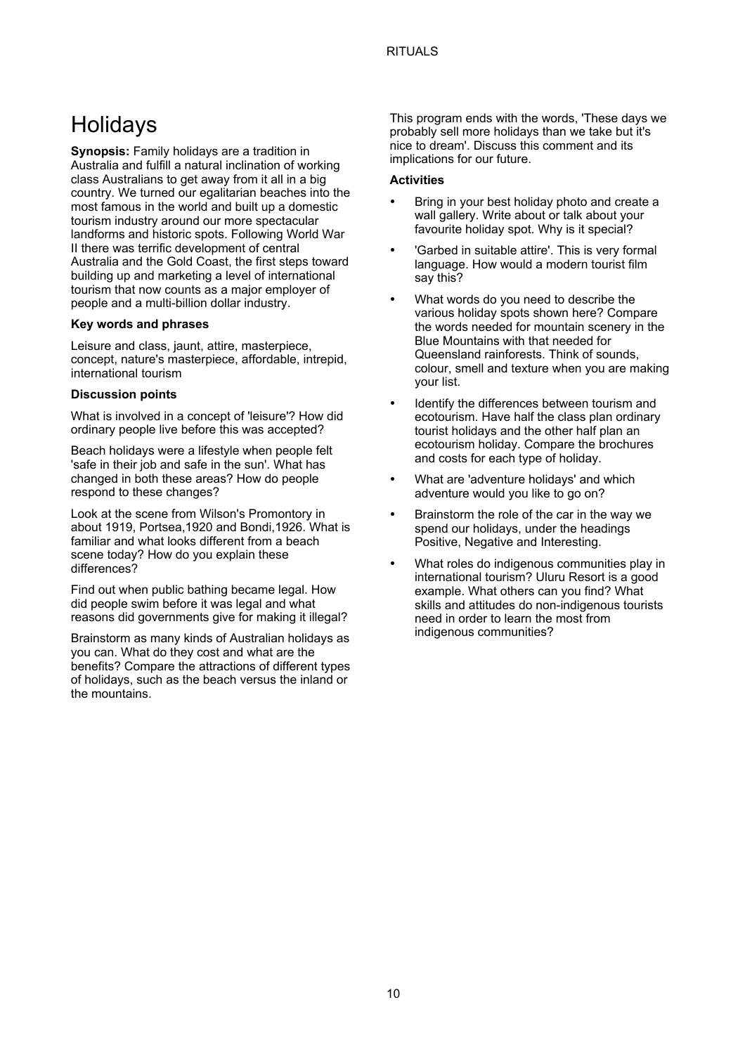# Holidays

**Synopsis:** Family holidays are a tradition in Australia and fulfill a natural inclination of working class Australians to get away from it all in a big country. We turned our egalitarian beaches into the most famous in the world and built up a domestic tourism industry around our more spectacular landforms and historic spots. Following World War II there was terrific development of central Australia and the Gold Coast, the first steps toward building up and marketing a level of international tourism that now counts as a major employer of people and a multi-billion dollar industry.

**Key words and phrases**

Leisure and class, jaunt, attire, masterpiece, concept, nature's masterpiece, affordable, intrepid, international tourism

**Discussion points**

What is involved in a concept of 'leisure'? How did ordinary people live before this was accepted?

Beach holidays were a lifestyle when people felt 'safe in their job and safe in the sun'. What has changed in both these areas? How do people respond to these changes?

Look at the scene from Wilson's Promontory in about 1919, Portsea,1920 and Bondi,1926. What is familiar and what looks different from a beach scene today? How do you explain these differences?

Find out when public bathing became legal. How did people swim before it was legal and what reasons did governments give for making it illegal?

Brainstorm as many kinds of Australian holidays as you can. What do they cost and what are the benefits? Compare the attractions of different types of holidays, such as the beach versus the inland or the mountains.

This program ends with the words, 'These days we probably sell more holidays than we take but it's nice to dream'. Discuss this comment and its implications for our future.

**Activities**

- Bring in your best holiday photo and create a wall gallery. Write about or talk about your favourite holiday spot. Why is it special?
- 'Garbed in suitable attire'. This is very formal language. How would a modern tourist film say this?
- What words do you need to describe the various holiday spots shown here? Compare the words needed for mountain scenery in the Blue Mountains with that needed for Queensland rainforests. Think of sounds, colour, smell and texture when you are making your list.
- Identify the differences between tourism and ecotourism. Have half the class plan ordinary tourist holidays and the other half plan an ecotourism holiday. Compare the brochures and costs for each type of holiday.
- What are 'adventure holidays' and which adventure would you like to go on?
- Brainstorm the role of the car in the way we spend our holidays, under the headings Positive, Negative and Interesting.
- What roles do indigenous communities play in international tourism? Uluru Resort is a good example. What others can you find? What skills and attitudes do non-indigenous tourists need in order to learn the most from indigenous communities?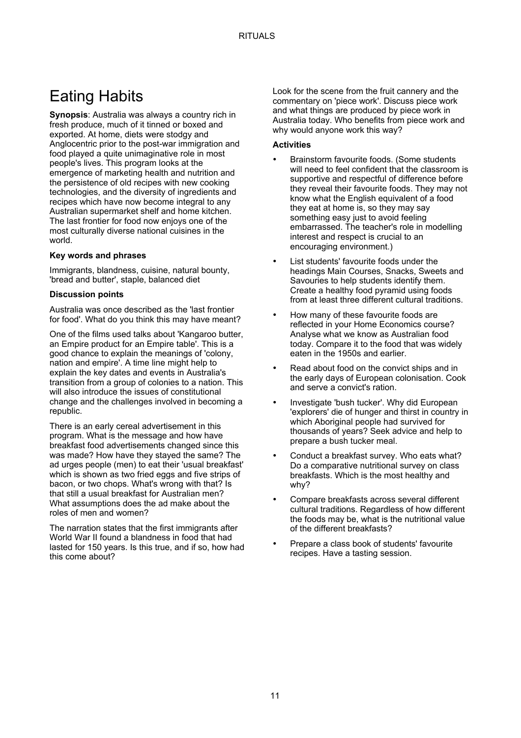# Eating Habits

**Synopsis**: Australia was always a country rich in fresh produce, much of it tinned or boxed and exported. At home, diets were stodgy and Anglocentric prior to the post-war immigration and food played a quite unimaginative role in most people's lives. This program looks at the emergence of marketing health and nutrition and the persistence of old recipes with new cooking technologies, and the diversity of ingredients and recipes which have now become integral to any Australian supermarket shelf and home kitchen. The last frontier for food now enjoys one of the most culturally diverse national cuisines in the world.

**Key words and phrases**

Immigrants, blandness, cuisine, natural bounty, 'bread and butter', staple, balanced diet

**Discussion points**

Australia was once described as the 'last frontier for food'. What do you think this may have meant?

One of the films used talks about 'Kangaroo butter, an Empire product for an Empire table'. This is a good chance to explain the meanings of 'colony, nation and empire'. A time line might help to explain the key dates and events in Australia's transition from a group of colonies to a nation. This will also introduce the issues of constitutional change and the challenges involved in becoming a republic.

There is an early cereal advertisement in this program. What is the message and how have breakfast food advertisements changed since this was made? How have they stayed the same? The ad urges people (men) to eat their 'usual breakfast' which is shown as two fried eggs and five strips of bacon, or two chops. What's wrong with that? Is that still a usual breakfast for Australian men? What assumptions does the ad make about the roles of men and women?

The narration states that the first immigrants after World War II found a blandness in food that had lasted for 150 years. Is this true, and if so, how had this come about?

Look for the scene from the fruit cannery and the commentary on 'piece work'. Discuss piece work and what things are produced by piece work in Australia today. Who benefits from piece work and why would anyone work this way?

**Activities**

- Brainstorm favourite foods. (Some students will need to feel confident that the classroom is supportive and respectful of difference before they reveal their favourite foods. They may not know what the English equivalent of a food they eat at home is, so they may say something easy just to avoid feeling embarrassed. The teacher's role in modelling interest and respect is crucial to an encouraging environment.)
- List students' favourite foods under the headings Main Courses, Snacks, Sweets and Savouries to help students identify them. Create a healthy food pyramid using foods from at least three different cultural traditions.
- How many of these favourite foods are reflected in your Home Economics course? Analyse what we know as Australian food today. Compare it to the food that was widely eaten in the 1950s and earlier.
- Read about food on the convict ships and in the early days of European colonisation. Cook and serve a convict's ration.
- Investigate 'bush tucker'. Why did European 'explorers' die of hunger and thirst in country in which Aboriginal people had survived for thousands of years? Seek advice and help to prepare a bush tucker meal.
- Conduct a breakfast survey. Who eats what? Do a comparative nutritional survey on class breakfasts. Which is the most healthy and why?
- Compare breakfasts across several different cultural traditions. Regardless of how different the foods may be, what is the nutritional value of the different breakfasts?
- Prepare a class book of students' favourite recipes. Have a tasting session.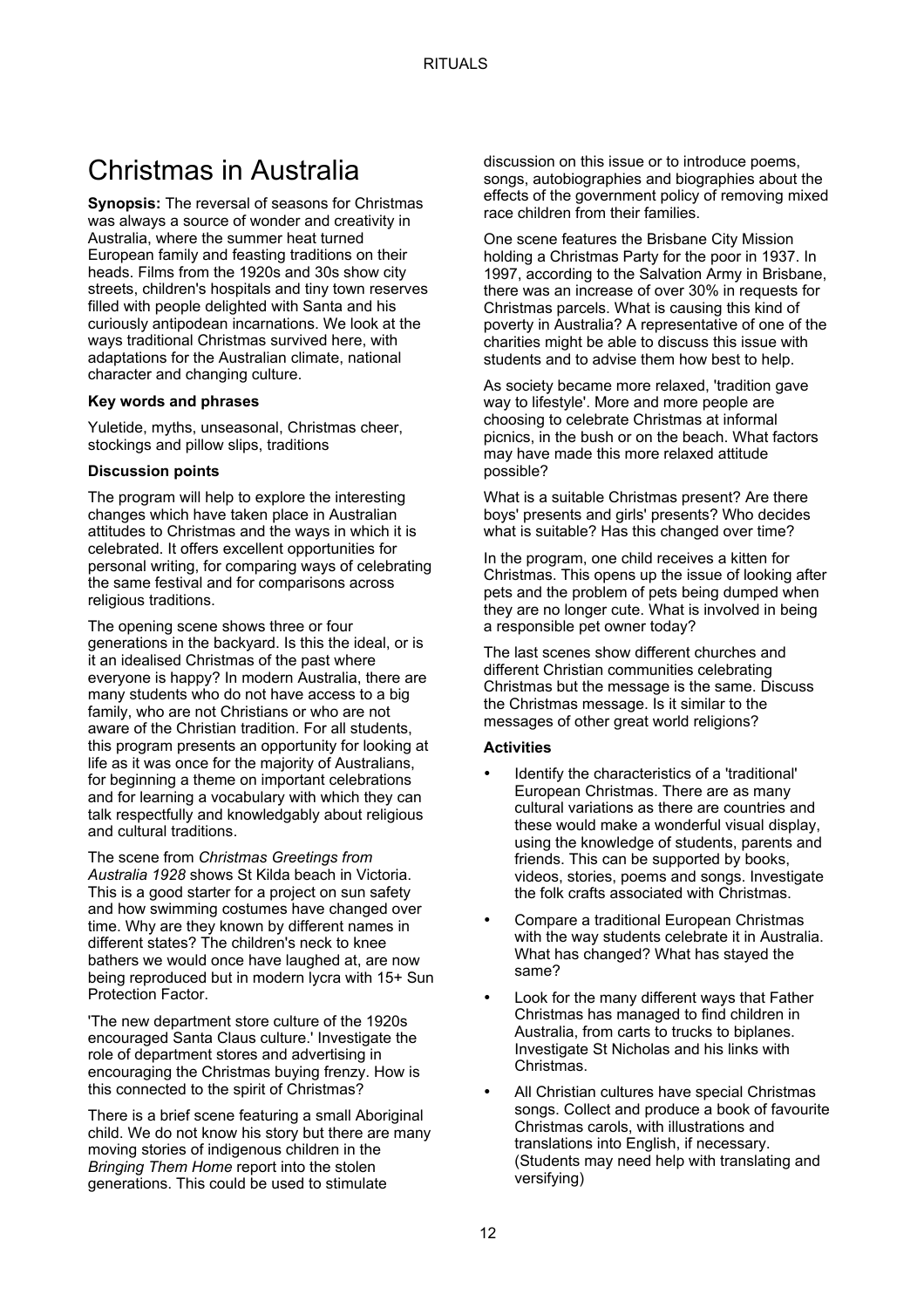# Christmas in Australia

**Synopsis:** The reversal of seasons for Christmas was always a source of wonder and creativity in Australia, where the summer heat turned European family and feasting traditions on their heads. Films from the 1920s and 30s show city streets, children's hospitals and tiny town reserves filled with people delighted with Santa and his curiously antipodean incarnations. We look at the ways traditional Christmas survived here, with adaptations for the Australian climate, national character and changing culture.

**Key words and phrases**

Yuletide, myths, unseasonal, Christmas cheer, stockings and pillow slips, traditions

**Discussion points**

The program will help to explore the interesting changes which have taken place in Australian attitudes to Christmas and the ways in which it is celebrated. It offers excellent opportunities for personal writing, for comparing ways of celebrating the same festival and for comparisons across religious traditions.

The opening scene shows three or four generations in the backyard. Is this the ideal, or is it an idealised Christmas of the past where everyone is happy? In modern Australia, there are many students who do not have access to a big family, who are not Christians or who are not aware of the Christian tradition. For all students, this program presents an opportunity for looking at life as it was once for the majority of Australians, for beginning a theme on important celebrations and for learning a vocabulary with which they can talk respectfully and knowledgably about religious and cultural traditions.

The scene from *Christmas Greetings from Australia 1928* shows St Kilda beach in Victoria. This is a good starter for a project on sun safety and how swimming costumes have changed over time. Why are they known by different names in different states? The children's neck to knee bathers we would once have laughed at, are now being reproduced but in modern lycra with 15+ Sun Protection Factor.

'The new department store culture of the 1920s encouraged Santa Claus culture.' Investigate the role of department stores and advertising in encouraging the Christmas buying frenzy. How is this connected to the spirit of Christmas?

There is a brief scene featuring a small Aboriginal child. We do not know his story but there are many moving stories of indigenous children in the *Bringing Them Home* report into the stolen generations. This could be used to stimulate discussion on this issue or to introduce poems, songs, autobiographies and biographies about the effects of the government policy of removing mixed race children from their families.

One scene features the Brisbane City Mission holding a Christmas Party for the poor in 1937. In 1997, according to the Salvation Army in Brisbane, there was an increase of over 30% in requests for Christmas parcels. What is causing this kind of poverty in Australia? A representative of one of the charities might be able to discuss this issue with students and to advise them how best to help.

As society became more relaxed, 'tradition gave way to lifestyle'. More and more people are choosing to celebrate Christmas at informal picnics, in the bush or on the beach. What factors may have made this more relaxed attitude possible?

What is a suitable Christmas present? Are there boys' presents and girls' presents? Who decides what is suitable? Has this changed over time?

In the program, one child receives a kitten for Christmas. This opens up the issue of looking after pets and the problem of pets being dumped when they are no longer cute. What is involved in being a responsible pet owner today?

The last scenes show different churches and different Christian communities celebrating Christmas but the message is the same. Discuss the Christmas message. Is it similar to the messages of other great world religions?

**Activities**

- Identify the characteristics of a 'traditional' European Christmas. There are as many cultural variations as there are countries and these would make a wonderful visual display, using the knowledge of students, parents and friends. This can be supported by books, videos, stories, poems and songs. Investigate the folk crafts associated with Christmas.
- Compare a traditional European Christmas with the way students celebrate it in Australia. What has changed? What has stayed the same?
- Look for the many different ways that Father Christmas has managed to find children in Australia, from carts to trucks to biplanes. Investigate St Nicholas and his links with Christmas.
- All Christian cultures have special Christmas songs. Collect and produce a book of favourite Christmas carols, with illustrations and translations into English, if necessary. (Students may need help with translating and versifying)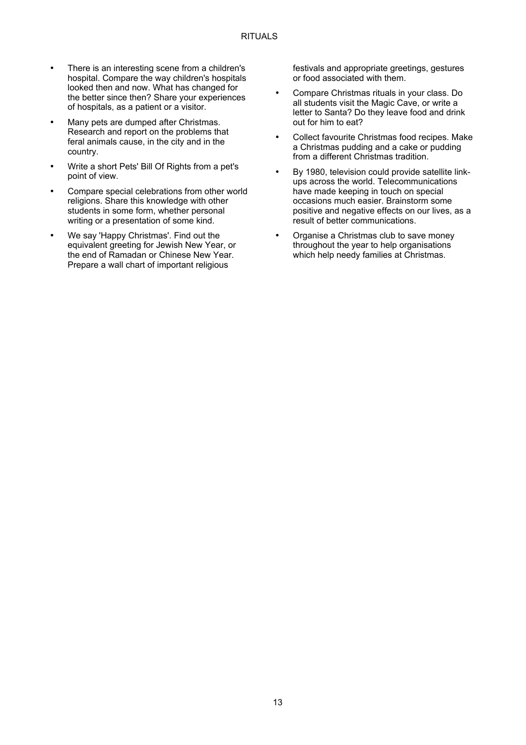- There is an interesting scene from a children's hospital. Compare the way children's hospitals looked then and now. What has changed for the better since then? Share your experiences of hospitals, as a patient or a visitor.
- Many pets are dumped after Christmas. Research and report on the problems that feral animals cause, in the city and in the country.
- Write a short Pets' Bill Of Rights from a pet's point of view.
- Compare special celebrations from other world religions. Share this knowledge with other students in some form, whether personal writing or a presentation of some kind.
- We say 'Happy Christmas'. Find out the equivalent greeting for Jewish New Year, or the end of Ramadan or Chinese New Year. Prepare a wall chart of important religious festivals and appropriate greetings, gestures or food associated with them.
- Compare Christmas rituals in your class. Do all students visit the Magic Cave, or write a letter to Santa? Do they leave food and drink out for him to eat?
- Collect favourite Christmas food recipes. Make a Christmas pudding and a cake or pudding from a different Christmas tradition.
- By 1980, television could provide satellite link-ups across the world. Telecommunications have made keeping in touch on special occasions much easier. Brainstorm some positive and negative effects on our lives, as a result of better communications.
- Organise a Christmas club to save money throughout the year to help organisations which help needy families at Christmas.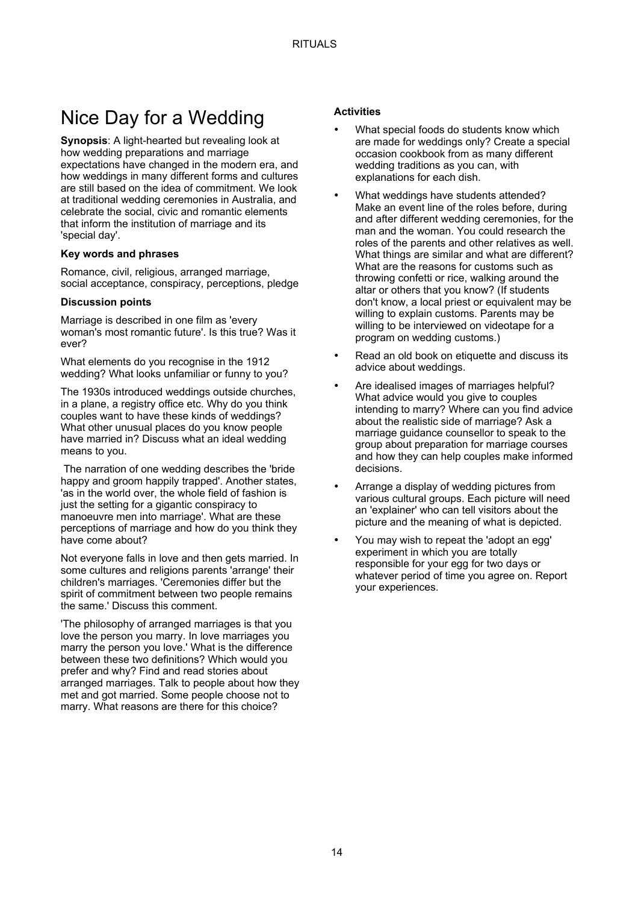# Nice Day for a Wedding

**Synopsis**: A light-hearted but revealing look at how wedding preparations and marriage expectations have changed in the modern era, and how weddings in many different forms and cultures are still based on the idea of commitment. We look at traditional wedding ceremonies in Australia, and celebrate the social, civic and romantic elements that inform the institution of marriage and its 'special day'.

**Key words and phrases**

Romance, civil, religious, arranged marriage, social acceptance, conspiracy, perceptions, pledge

**Discussion points**

Marriage is described in one film as 'every woman's most romantic future'. Is this true? Was it ever?

What elements do you recognise in the 1912 wedding? What looks unfamiliar or funny to you?

The 1930s introduced weddings outside churches, in a plane, a registry office etc. Why do you think couples want to have these kinds of weddings? What other unusual places do you know people have married in? Discuss what an ideal wedding means to you.

The narration of one wedding describes the 'bride happy and groom happily trapped'. Another states, 'as in the world over, the whole field of fashion is just the setting for a gigantic conspiracy to manoeuvre men into marriage'. What are these perceptions of marriage and how do you think they have come about?

Not everyone falls in love and then gets married. In some cultures and religions parents 'arrange' their children's marriages. 'Ceremonies differ but the spirit of commitment between two people remains the same.' Discuss this comment.

'The philosophy of arranged marriages is that you love the person you marry. In love marriages you marry the person you love.' What is the difference between these two definitions? Which would you prefer and why? Find and read stories about arranged marriages. Talk to people about how they met and got married. Some people choose not to marry. What reasons are there for this choice?

**Activities**

- What special foods do students know which are made for weddings only? Create a special occasion cookbook from as many different wedding traditions as you can, with explanations for each dish.
- What weddings have students attended? Make an event line of the roles before, during and after different wedding ceremonies, for the man and the woman. You could research the roles of the parents and other relatives as well. What things are similar and what are different? What are the reasons for customs such as throwing confetti or rice, walking around the altar or others that you know? (If students don't know, a local priest or equivalent may be willing to explain customs. Parents may be willing to be interviewed on videotape for a program on wedding customs.)
- Read an old book on etiquette and discuss its advice about weddings.
- Are idealised images of marriages helpful? What advice would you give to couples intending to marry? Where can you find advice about the realistic side of marriage? Ask a marriage guidance counsellor to speak to the group about preparation for marriage courses and how they can help couples make informed decisions.
- Arrange a display of wedding pictures from various cultural groups. Each picture will need an 'explainer' who can tell visitors about the picture and the meaning of what is depicted.
- You may wish to repeat the 'adopt an egg' experiment in which you are totally responsible for your egg for two days or whatever period of time you agree on. Report your experiences.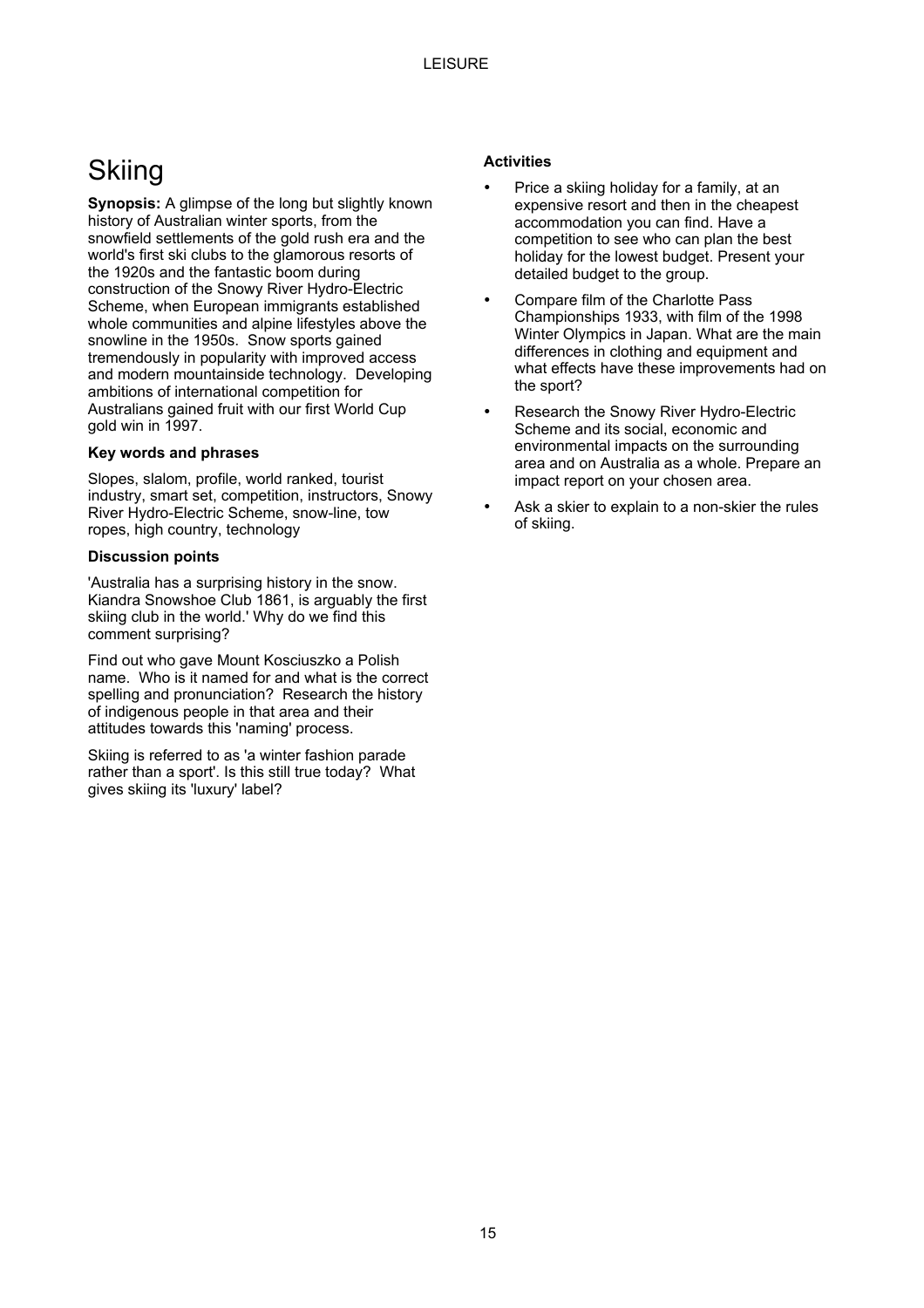# Skiing

**Synopsis:** A glimpse of the long but slightly known history of Australian winter sports, from the snowfield settlements of the gold rush era and the world's first ski clubs to the glamorous resorts of the 1920s and the fantastic boom during construction of the Snowy River Hydro-Electric Scheme, when European immigrants established whole communities and alpine lifestyles above the snowline in the 1950s. Snow sports gained tremendously in popularity with improved access and modern mountainside technology. Developing ambitions of international competition for Australians gained fruit with our first World Cup gold win in 1997.

### Key words and phrases

Slopes, slalom, profile, world ranked, tourist industry, smart set, competition, instructors, Snowy River Hydro-Electric Scheme, snow-line, tow ropes, high country, technology

### Discussion points

'Australia has a surprising history in the snow. Kiandra Snowshoe Club 1861, is arguably the first skiing club in the world.' Why do we find this comment surprising?

Find out who gave Mount Kosciuszko a Polish name. Who is it named for and what is the correct spelling and pronunciation? Research the history of indigenous people in that area and their attitudes towards this 'naming' process.

Skiing is referred to as 'a winter fashion parade rather than a sport'. Is this still true today? What gives skiing its 'luxury' label?

### Activities

- Price a skiing holiday for a family, at an expensive resort and then in the cheapest accommodation you can find. Have a competition to see who can plan the best holiday for the lowest budget. Present your detailed budget to the group.
- Compare film of the Charlotte Pass Championships 1933, with film of the 1998 Winter Olympics in Japan. What are the main differences in clothing and equipment and what effects have these improvements had on the sport?
- Research the Snowy River Hydro-Electric Scheme and its social, economic and environmental impacts on the surrounding area and on Australia as a whole. Prepare an impact report on your chosen area.
- Ask a skier to explain to a non-skier the rules of skiing.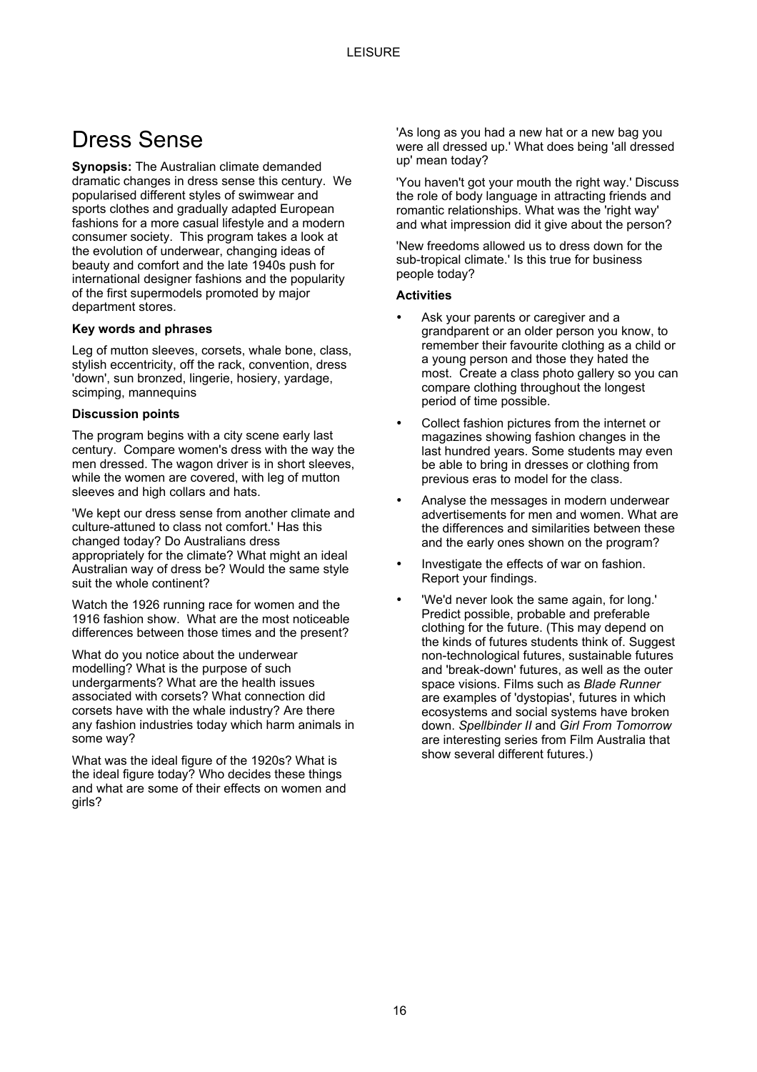# Dress Sense

**Synopsis:** The Australian climate demanded dramatic changes in dress sense this century. We popularised different styles of swimwear and sports clothes and gradually adapted European fashions for a more casual lifestyle and a modern consumer society. This program takes a look at the evolution of underwear, changing ideas of beauty and comfort and the late 1940s push for international designer fashions and the popularity of the first supermodels promoted by major department stores.

**Key words and phrases**

Leg of mutton sleeves, corsets, whale bone, class, stylish eccentricity, off the rack, convention, dress 'down', sun bronzed, lingerie, hosiery, yardage, scimping, mannequins

**Discussion points**

The program begins with a city scene early last century. Compare women's dress with the way the men dressed. The wagon driver is in short sleeves, while the women are covered, with leg of mutton sleeves and high collars and hats.

'We kept our dress sense from another climate and culture-attuned to class not comfort.' Has this changed today? Do Australians dress appropriately for the climate? What might an ideal Australian way of dress be? Would the same style suit the whole continent?

Watch the 1926 running race for women and the 1916 fashion show. What are the most noticeable differences between those times and the present?

What do you notice about the underwear modelling? What is the purpose of such undergarments? What are the health issues associated with corsets? What connection did corsets have with the whale industry? Are there any fashion industries today which harm animals in some way?

What was the ideal figure of the 1920s? What is the ideal figure today? Who decides these things and what are some of their effects on women and girls?

'As long as you had a new hat or a new bag you were all dressed up.' What does being 'all dressed up' mean today?

'You haven't got your mouth the right way.' Discuss the role of body language in attracting friends and romantic relationships. What was the 'right way' and what impression did it give about the person?

'New freedoms allowed us to dress down for the sub-tropical climate.' Is this true for business people today?

**Activities**

- Ask your parents or caregiver and a grandparent or an older person you know, to remember their favourite clothing as a child or a young person and those they hated the most. Create a class photo gallery so you can compare clothing throughout the longest period of time possible.
- Collect fashion pictures from the internet or magazines showing fashion changes in the last hundred years. Some students may even be able to bring in dresses or clothing from previous eras to model for the class.
- Analyse the messages in modern underwear advertisements for men and women. What are the differences and similarities between these and the early ones shown on the program?
- Investigate the effects of war on fashion. Report your findings.
- 'We'd never look the same again, for long.' Predict possible, probable and preferable clothing for the future. (This may depend on the kinds of futures students think of. Suggest non-technological futures, sustainable futures and 'break-down' futures, as well as the outer space visions. Films such as *Blade Runner* are examples of 'dystopias', futures in which ecosystems and social systems have broken down. *Spellbinder II* and *Girl From Tomorrow* are interesting series from Film Australia that show several different futures.)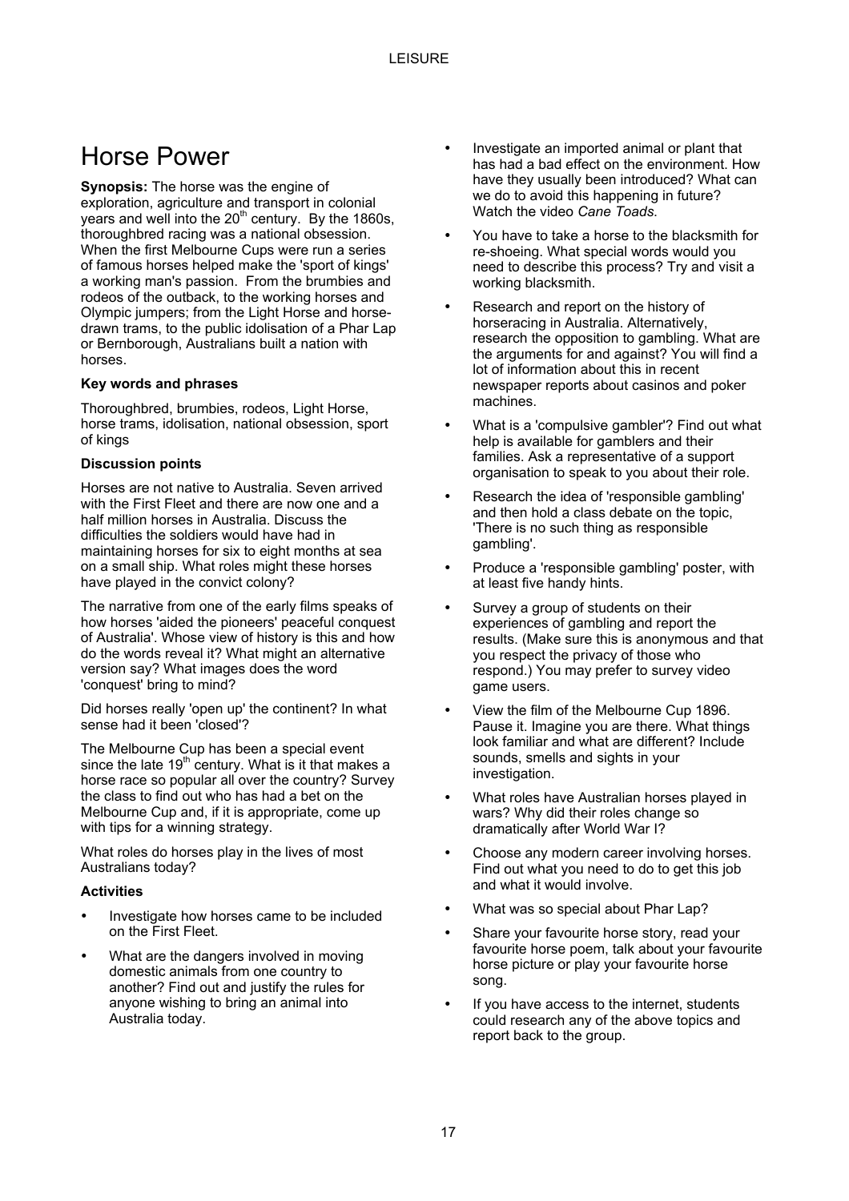# Horse Power

**Synopsis:** The horse was the engine of exploration, agriculture and transport in colonial years and well into the 20th century. By the 1860s, thoroughbred racing was a national obsession. When the first Melbourne Cups were run a series of famous horses helped make the 'sport of kings' a working man's passion. From the brumbies and rodeos of the outback, to the working horses and Olympic jumpers; from the Light Horse and horse-drawn trams, to the public idolisation of a Phar Lap or Bernborough, Australians built a nation with horses.

**Key words and phrases**

Thoroughbred, brumbies, rodeos, Light Horse, horse trams, idolisation, national obsession, sport of kings

**Discussion points**

Horses are not native to Australia. Seven arrived with the First Fleet and there are now one and a half million horses in Australia. Discuss the difficulties the soldiers would have had in maintaining horses for six to eight months at sea on a small ship. What roles might these horses have played in the convict colony?

The narrative from one of the early films speaks of how horses 'aided the pioneers' peaceful conquest of Australia'. Whose view of history is this and how do the words reveal it? What might an alternative version say? What images does the word 'conquest' bring to mind?

Did horses really 'open up' the continent? In what sense had it been 'closed'?

The Melbourne Cup has been a special event since the late 19th century. What is it that makes a horse race so popular all over the country? Survey the class to find out who has had a bet on the Melbourne Cup and, if it is appropriate, come up with tips for a winning strategy.

What roles do horses play in the lives of most Australians today?

**Activities**

- Investigate how horses came to be included on the First Fleet.
- What are the dangers involved in moving domestic animals from one country to another? Find out and justify the rules for anyone wishing to bring an animal into Australia today.
- Investigate an imported animal or plant that has had a bad effect on the environment. How have they usually been introduced? What can we do to avoid this happening in future? Watch the video *Cane Toads*.
- You have to take a horse to the blacksmith for re-shoeing. What special words would you need to describe this process? Try and visit a working blacksmith.
- Research and report on the history of horseracing in Australia. Alternatively, research the opposition to gambling. What are the arguments for and against? You will find a lot of information about this in recent newspaper reports about casinos and poker machines.
- What is a 'compulsive gambler'? Find out what help is available for gamblers and their families. Ask a representative of a support organisation to speak to you about their role.
- Research the idea of 'responsible gambling' and then hold a class debate on the topic, 'There is no such thing as responsible gambling'.
- Produce a 'responsible gambling' poster, with at least five handy hints.
- Survey a group of students on their experiences of gambling and report the results. (Make sure this is anonymous and that you respect the privacy of those who respond.) You may prefer to survey video game users.
- View the film of the Melbourne Cup 1896. Pause it. Imagine you are there. What things look familiar and what are different? Include sounds, smells and sights in your investigation.
- What roles have Australian horses played in wars? Why did their roles change so dramatically after World War I?
- Choose any modern career involving horses. Find out what you need to do to get this job and what it would involve.
- What was so special about Phar Lap?
- Share your favourite horse story, read your favourite horse poem, talk about your favourite horse picture or play your favourite horse song.
- If you have access to the internet, students could research any of the above topics and report back to the group.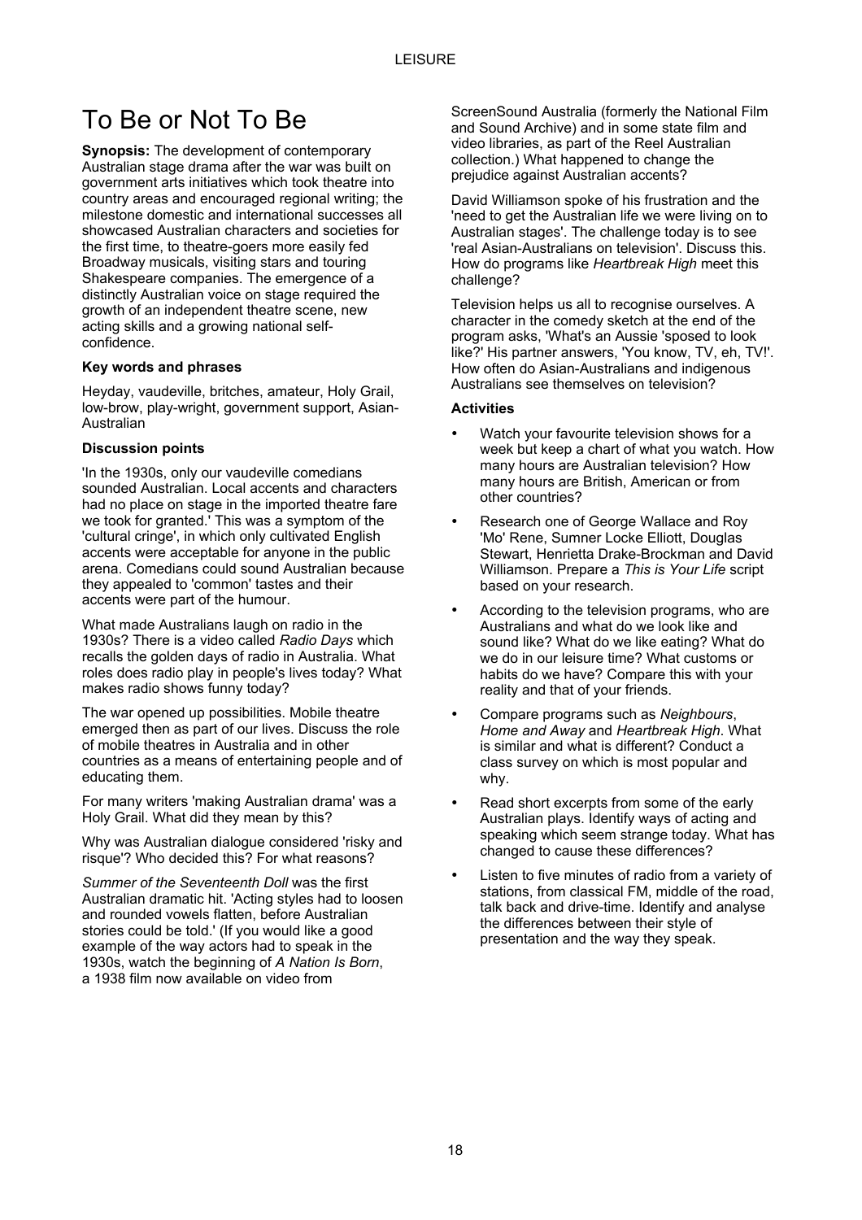# To Be or Not To Be

**Synopsis:** The development of contemporary Australian stage drama after the war was built on government arts initiatives which took theatre into country areas and encouraged regional writing; the milestone domestic and international successes all showcased Australian characters and societies for the first time, to theatre-goers more easily fed Broadway musicals, visiting stars and touring Shakespeare companies. The emergence of a distinctly Australian voice on stage required the growth of an independent theatre scene, new acting skills and a growing national self-confidence.

### Key words and phrases

Heyday, vaudeville, britches, amateur, Holy Grail, low-brow, play-wright, government support, Asian-Australian

### Discussion points

'In the 1930s, only our vaudeville comedians sounded Australian. Local accents and characters had no place on stage in the imported theatre fare we took for granted.' This was a symptom of the 'cultural cringe', in which only cultivated English accents were acceptable for anyone in the public arena. Comedians could sound Australian because they appealed to 'common' tastes and their accents were part of the humour.

What made Australians laugh on radio in the 1930s? There is a video called *Radio Days* which recalls the golden days of radio in Australia. What roles does radio play in people's lives today? What makes radio shows funny today?

The war opened up possibilities. Mobile theatre emerged then as part of our lives. Discuss the role of mobile theatres in Australia and in other countries as a means of entertaining people and of educating them.

For many writers 'making Australian drama' was a Holy Grail. What did they mean by this?

Why was Australian dialogue considered 'risky and risque'? Who decided this? For what reasons?

*Summer of the Seventeenth Doll* was the first Australian dramatic hit. 'Acting styles had to loosen and rounded vowels flatten, before Australian stories could be told.' (If you would like a good example of the way actors had to speak in the 1930s, watch the beginning of *A Nation Is Born*, a 1938 film now available on video from ScreenSound Australia (formerly the National Film and Sound Archive) and in some state film and video libraries, as part of the Reel Australian collection.) What happened to change the prejudice against Australian accents?

David Williamson spoke of his frustration and the 'need to get the Australian life we were living on to Australian stages'. The challenge today is to see 'real Asian-Australians on television'. Discuss this. How do programs like *Heartbreak High* meet this challenge?

Television helps us all to recognise ourselves. A character in the comedy sketch at the end of the program asks, 'What's an Aussie 'sposed to look like?' His partner answers, 'You know, TV, eh, TV!'. How often do Asian-Australians and indigenous Australians see themselves on television?

### Activities

- Watch your favourite television shows for a week but keep a chart of what you watch. How many hours are Australian television? How many hours are British, American or from other countries?
- Research one of George Wallace and Roy 'Mo' Rene, Sumner Locke Elliott, Douglas Stewart, Henrietta Drake-Brockman and David Williamson. Prepare a *This is Your Life* script based on your research.
- According to the television programs, who are Australians and what do we look like and sound like? What do we like eating? What do we do in our leisure time? What customs or habits do we have? Compare this with your reality and that of your friends.
- Compare programs such as *Neighbours*, *Home and Away* and *Heartbreak High*. What is similar and what is different? Conduct a class survey on which is most popular and why.
- Read short excerpts from some of the early Australian plays. Identify ways of acting and speaking which seem strange today. What has changed to cause these differences?
- Listen to five minutes of radio from a variety of stations, from classical FM, middle of the road, talk back and drive-time. Identify and analyse the differences between their style of presentation and the way they speak.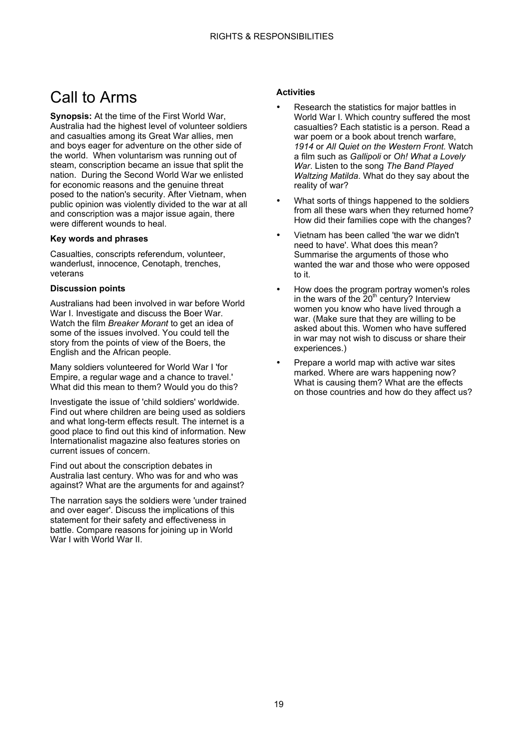# Call to Arms

**Synopsis:** At the time of the First World War, Australia had the highest level of volunteer soldiers and casualties among its Great War allies, men and boys eager for adventure on the other side of the world. When voluntarism was running out of steam, conscription became an issue that split the nation. During the Second World War we enlisted for economic reasons and the genuine threat posed to the nation's security. After Vietnam, when public opinion was violently divided to the war at all and conscription was a major issue again, there were different wounds to heal.

**Key words and phrases**

Casualties, conscripts referendum, volunteer, wanderlust, innocence, Cenotaph, trenches, veterans

**Discussion points**

Australians had been involved in war before World War I. Investigate and discuss the Boer War. Watch the film *Breaker Morant* to get an idea of some of the issues involved. You could tell the story from the points of view of the Boers, the English and the African people.

Many soldiers volunteered for World War I 'for Empire, a regular wage and a chance to travel.' What did this mean to them? Would you do this?

Investigate the issue of 'child soldiers' worldwide. Find out where children are being used as soldiers and what long-term effects result. The internet is a good place to find out this kind of information. New Internationalist magazine also features stories on current issues of concern.

Find out about the conscription debates in Australia last century. Who was for and who was against? What are the arguments for and against?

The narration says the soldiers were 'under trained and over eager'. Discuss the implications of this statement for their safety and effectiveness in battle. Compare reasons for joining up in World War I with World War II.

**Activities**

- Research the statistics for major battles in World War I. Which country suffered the most casualties? Each statistic is a person. Read a war poem or a book about trench warfare, *1914* or *All Quiet on the Western Front*. Watch a film such as *Gallipoli* or *Oh! What a Lovely War*. Listen to the song *The Band Played Waltzing Matilda*. What do they say about the reality of war?
- What sorts of things happened to the soldiers from all these wars when they returned home? How did their families cope with the changes?
- Vietnam has been called 'the war we didn't need to have'. What does this mean? Summarise the arguments of those who wanted the war and those who were opposed to it.
- How does the program portray women's roles in the wars of the 20th century? Interview women you know who have lived through a war. (Make sure that they are willing to be asked about this. Women who have suffered in war may not wish to discuss or share their experiences.)
- Prepare a world map with active war sites marked. Where are wars happening now? What is causing them? What are the effects on those countries and how do they affect us?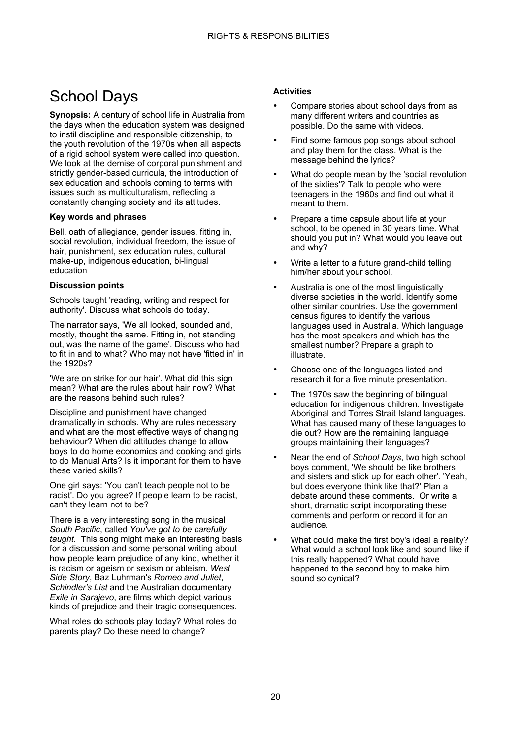# School Days

**Synopsis:** A century of school life in Australia from the days when the education system was designed to instil discipline and responsible citizenship, to the youth revolution of the 1970s when all aspects of a rigid school system were called into question. We look at the demise of corporal punishment and strictly gender-based curricula, the introduction of sex education and schools coming to terms with issues such as multiculturalism, reflecting a constantly changing society and its attitudes.

**Key words and phrases**

Bell, oath of allegiance, gender issues, fitting in, social revolution, individual freedom, the issue of hair, punishment, sex education rules, cultural make-up, indigenous education, bi-lingual education

**Discussion points**

Schools taught 'reading, writing and respect for authority'. Discuss what schools do today.

The narrator says, 'We all looked, sounded and, mostly, thought the same. Fitting in, not standing out, was the name of the game'. Discuss who had to fit in and to what? Who may not have 'fitted in' in the 1920s?

'We are on strike for our hair'. What did this sign mean? What are the rules about hair now? What are the reasons behind such rules?

Discipline and punishment have changed dramatically in schools. Why are rules necessary and what are the most effective ways of changing behaviour? When did attitudes change to allow boys to do home economics and cooking and girls to do Manual Arts? Is it important for them to have these varied skills?

One girl says: 'You can't teach people not to be racist'. Do you agree? If people learn to be racist, can't they learn not to be?

There is a very interesting song in the musical *South Pacific*, called *You've got to be carefully taught*. This song might make an interesting basis for a discussion and some personal writing about how people learn prejudice of any kind, whether it is racism or ageism or sexism or ableism. *West Side Story*, Baz Luhrman's *Romeo and Juliet*, *Schindler's List* and the Australian documentary *Exile in Sarajevo*, are films which depict various kinds of prejudice and their tragic consequences.

What roles do schools play today? What roles do parents play? Do these need to change?

**Activities**

- Compare stories about school days from as many different writers and countries as possible. Do the same with videos.
- Find some famous pop songs about school and play them for the class. What is the message behind the lyrics?
- What do people mean by the 'social revolution of the sixties'? Talk to people who were teenagers in the 1960s and find out what it meant to them.
- Prepare a time capsule about life at your school, to be opened in 30 years time. What should you put in? What would you leave out and why?
- Write a letter to a future grand-child telling him/her about your school.
- Australia is one of the most linguistically diverse societies in the world. Identify some other similar countries. Use the government census figures to identify the various languages used in Australia. Which language has the most speakers and which has the smallest number? Prepare a graph to illustrate.
- Choose one of the languages listed and research it for a five minute presentation.
- The 1970s saw the beginning of bilingual education for indigenous children. Investigate Aboriginal and Torres Strait Island languages. What has caused many of these languages to die out? How are the remaining language groups maintaining their languages?
- Near the end of *School Days*, two high school boys comment, 'We should be like brothers and sisters and stick up for each other'. 'Yeah, but does everyone think like that?' Plan a debate around these comments. Or write a short, dramatic script incorporating these comments and perform or record it for an audience.
- What could make the first boy's ideal a reality? What would a school look like and sound like if this really happened? What could have happened to the second boy to make him sound so cynical?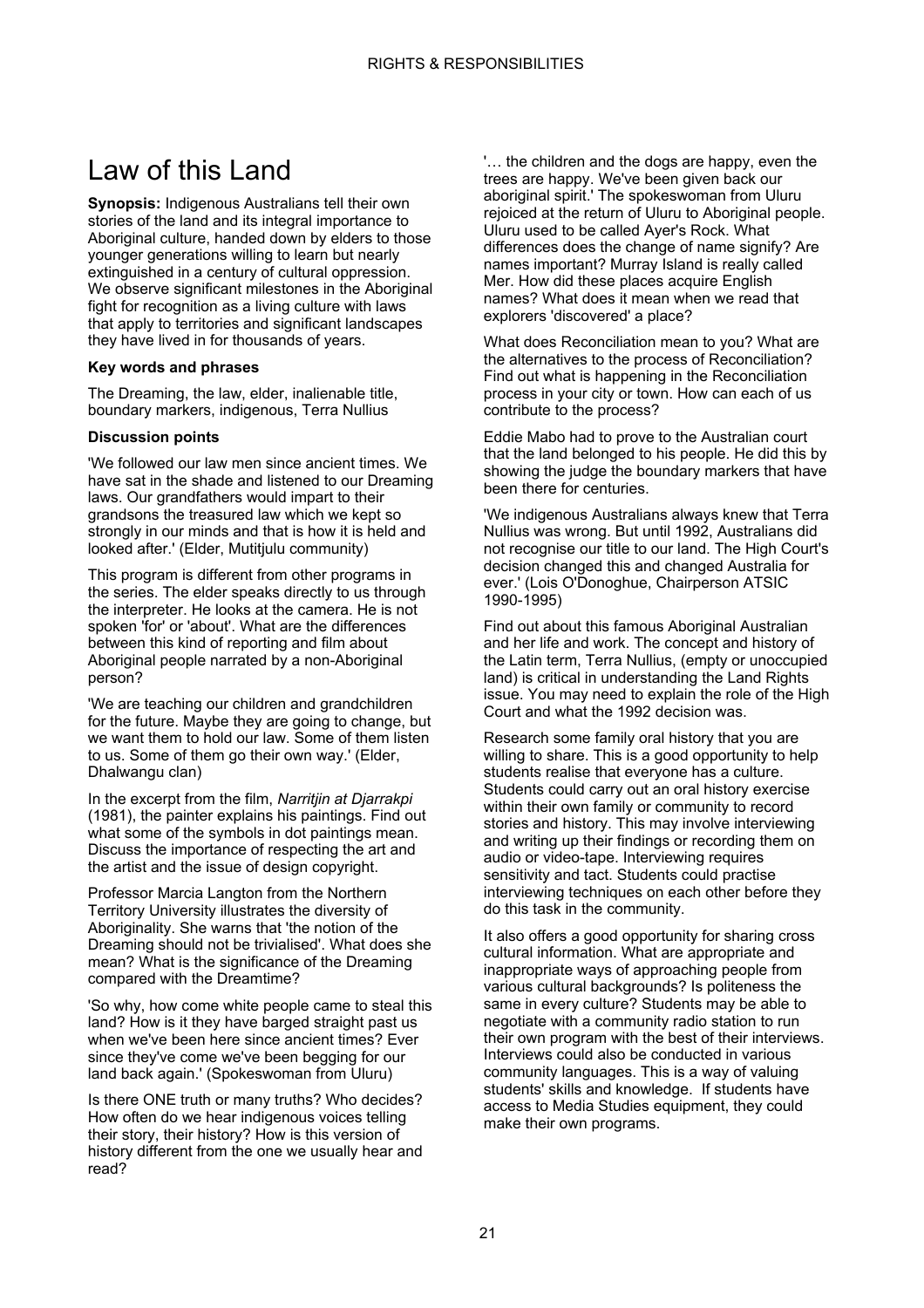# Law of this Land

**Synopsis:** Indigenous Australians tell their own stories of the land and its integral importance to Aboriginal culture, handed down by elders to those younger generations willing to learn but nearly extinguished in a century of cultural oppression. We observe significant milestones in the Aboriginal fight for recognition as a living culture with laws that apply to territories and significant landscapes they have lived in for thousands of years.

**Key words and phrases**

The Dreaming, the law, elder, inalienable title, boundary markers, indigenous, Terra Nullius

**Discussion points**

'We followed our law men since ancient times. We have sat in the shade and listened to our Dreaming laws. Our grandfathers would impart to their grandsons the treasured law which we kept so strongly in our minds and that is how it is held and looked after.' (Elder, Mutitjulu community)

This program is different from other programs in the series. The elder speaks directly to us through the interpreter. He looks at the camera. He is not spoken 'for' or 'about'. What are the differences between this kind of reporting and film about Aboriginal people narrated by a non-Aboriginal person?

'We are teaching our children and grandchildren for the future. Maybe they are going to change, but we want them to hold our law. Some of them listen to us. Some of them go their own way.' (Elder, Dhalwangu clan)

In the excerpt from the film, *Narritjin at Djarrakpi* (1981), the painter explains his paintings. Find out what some of the symbols in dot paintings mean. Discuss the importance of respecting the art and the artist and the issue of design copyright.

Professor Marcia Langton from the Northern Territory University illustrates the diversity of Aboriginality. She warns that 'the notion of the Dreaming should not be trivialised'. What does she mean? What is the significance of the Dreaming compared with the Dreamtime?

'So why, how come white people came to steal this land? How is it they have barged straight past us when we've been here since ancient times? Ever since they've come we've been begging for our land back again.' (Spokeswoman from Uluru)

Is there ONE truth or many truths? Who decides? How often do we hear indigenous voices telling their story, their history? How is this version of history different from the one we usually hear and read?

'… the children and the dogs are happy, even the trees are happy. We've been given back our aboriginal spirit.' The spokeswoman from Uluru rejoiced at the return of Uluru to Aboriginal people. Uluru used to be called Ayer's Rock. What differences does the change of name signify? Are names important? Murray Island is really called Mer. How did these places acquire English names? What does it mean when we read that explorers 'discovered' a place?

What does Reconciliation mean to you? What are the alternatives to the process of Reconciliation? Find out what is happening in the Reconciliation process in your city or town. How can each of us contribute to the process?

Eddie Mabo had to prove to the Australian court that the land belonged to his people. He did this by showing the judge the boundary markers that have been there for centuries.

'We indigenous Australians always knew that Terra Nullius was wrong. But until 1992, Australians did not recognise our title to our land. The High Court's decision changed this and changed Australia for ever.' (Lois O'Donoghue, Chairperson ATSIC 1990-1995)

Find out about this famous Aboriginal Australian and her life and work. The concept and history of the Latin term, Terra Nullius, (empty or unoccupied land) is critical in understanding the Land Rights issue. You may need to explain the role of the High Court and what the 1992 decision was.

Research some family oral history that you are willing to share. This is a good opportunity to help students realise that everyone has a culture. Students could carry out an oral history exercise within their own family or community to record stories and history. This may involve interviewing and writing up their findings or recording them on audio or video-tape. Interviewing requires sensitivity and tact. Students could practise interviewing techniques on each other before they do this task in the community.

It also offers a good opportunity for sharing cross cultural information. What are appropriate and inappropriate ways of approaching people from various cultural backgrounds? Is politeness the same in every culture? Students may be able to negotiate with a community radio station to run their own program with the best of their interviews. Interviews could also be conducted in various community languages. This is a way of valuing students' skills and knowledge. If students have access to Media Studies equipment, they could make their own programs.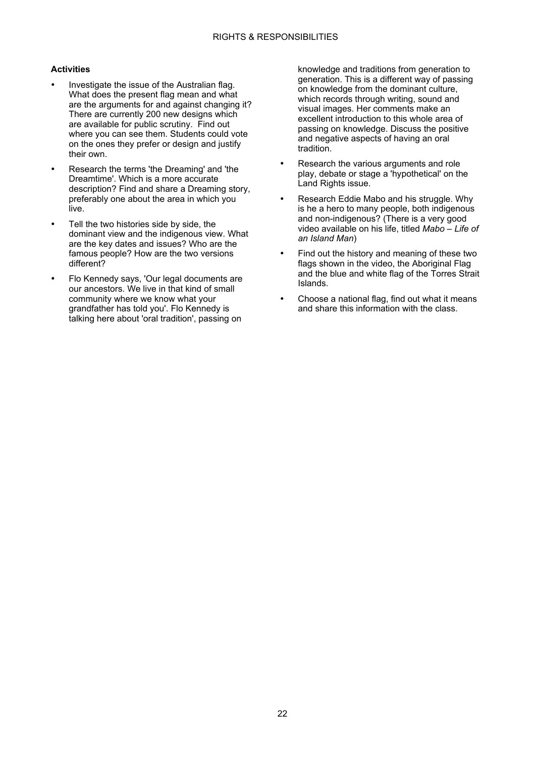**Activities**

- Investigate the issue of the Australian flag. What does the present flag mean and what are the arguments for and against changing it? There are currently 200 new designs which are available for public scrutiny. Find out where you can see them. Students could vote on the ones they prefer or design and justify their own.
- Research the terms 'the Dreaming' and 'the Dreamtime'. Which is a more accurate description? Find and share a Dreaming story, preferably one about the area in which you live.
- Tell the two histories side by side, the dominant view and the indigenous view. What are the key dates and issues? Who are the famous people? How are the two versions different?
- Flo Kennedy says, 'Our legal documents are our ancestors. We live in that kind of small community where we know what your grandfather has told you'. Flo Kennedy is talking here about 'oral tradition', passing on knowledge and traditions from generation to generation. This is a different way of passing on knowledge from the dominant culture, which records through writing, sound and visual images. Her comments make an excellent introduction to this whole area of passing on knowledge. Discuss the positive and negative aspects of having an oral tradition.
- Research the various arguments and role play, debate or stage a 'hypothetical' on the Land Rights issue.
- Research Eddie Mabo and his struggle. Why is he a hero to many people, both indigenous and non-indigenous? (There is a very good video available on his life, titled *Mabo – Life of an Island Man*)
- Find out the history and meaning of these two flags shown in the video, the Aboriginal Flag and the blue and white flag of the Torres Strait Islands.
- Choose a national flag, find out what it means and share this information with the class.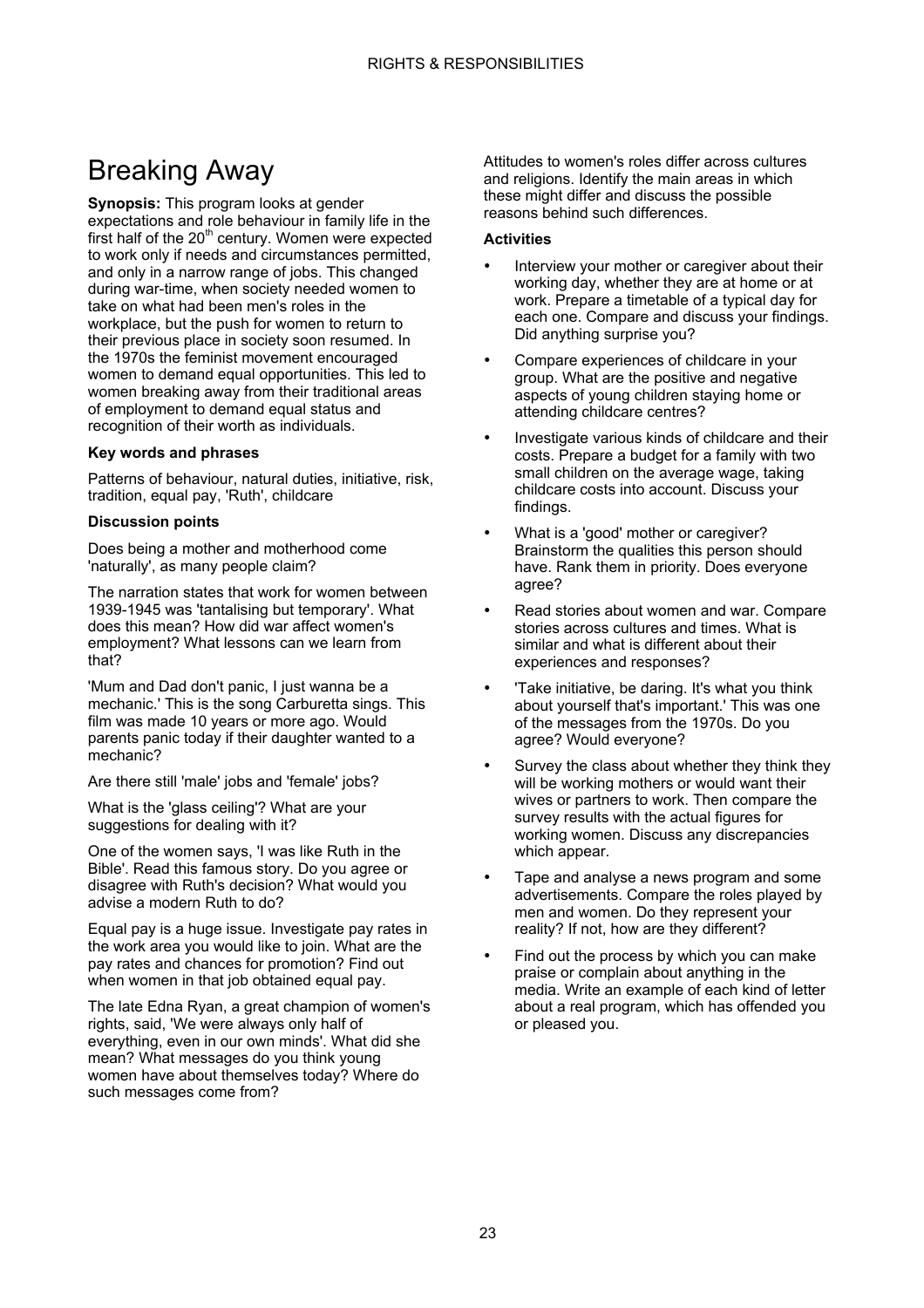# Breaking Away

**Synopsis:** This program looks at gender expectations and role behaviour in family life in the first half of the 20th century. Women were expected to work only if needs and circumstances permitted, and only in a narrow range of jobs. This changed during war-time, when society needed women to take on what had been men's roles in the workplace, but the push for women to return to their previous place in society soon resumed. In the 1970s the feminist movement encouraged women to demand equal opportunities. This led to women breaking away from their traditional areas of employment to demand equal status and recognition of their worth as individuals.

**Key words and phrases**

Patterns of behaviour, natural duties, initiative, risk, tradition, equal pay, 'Ruth', childcare

**Discussion points**

Does being a mother and motherhood come 'naturally', as many people claim?

The narration states that work for women between 1939-1945 was 'tantalising but temporary'. What does this mean? How did war affect women's employment? What lessons can we learn from that?

'Mum and Dad don't panic, I just wanna be a mechanic.' This is the song Carburetta sings. This film was made 10 years or more ago. Would parents panic today if their daughter wanted to a mechanic?

Are there still 'male' jobs and 'female' jobs?

What is the 'glass ceiling'? What are your suggestions for dealing with it?

One of the women says, 'I was like Ruth in the Bible'. Read this famous story. Do you agree or disagree with Ruth's decision? What would you advise a modern Ruth to do?

Equal pay is a huge issue. Investigate pay rates in the work area you would like to join. What are the pay rates and chances for promotion? Find out when women in that job obtained equal pay.

The late Edna Ryan, a great champion of women's rights, said, 'We were always only half of everything, even in our own minds'. What did she mean? What messages do you think young women have about themselves today? Where do such messages come from?

Attitudes to women's roles differ across cultures and religions. Identify the main areas in which these might differ and discuss the possible reasons behind such differences.

**Activities**

- Interview your mother or caregiver about their working day, whether they are at home or at work. Prepare a timetable of a typical day for each one. Compare and discuss your findings. Did anything surprise you?
- Compare experiences of childcare in your group. What are the positive and negative aspects of young children staying home or attending childcare centres?
- Investigate various kinds of childcare and their costs. Prepare a budget for a family with two small children on the average wage, taking childcare costs into account. Discuss your findings.
- What is a 'good' mother or caregiver? Brainstorm the qualities this person should have. Rank them in priority. Does everyone agree?
- Read stories about women and war. Compare stories across cultures and times. What is similar and what is different about their experiences and responses?
- 'Take initiative, be daring. It's what you think about yourself that's important.' This was one of the messages from the 1970s. Do you agree? Would everyone?
- Survey the class about whether they think they will be working mothers or would want their wives or partners to work. Then compare the survey results with the actual figures for working women. Discuss any discrepancies which appear.
- Tape and analyse a news program and some advertisements. Compare the roles played by men and women. Do they represent your reality? If not, how are they different?
- Find out the process by which you can make praise or complain about anything in the media. Write an example of each kind of letter about a real program, which has offended you or pleased you.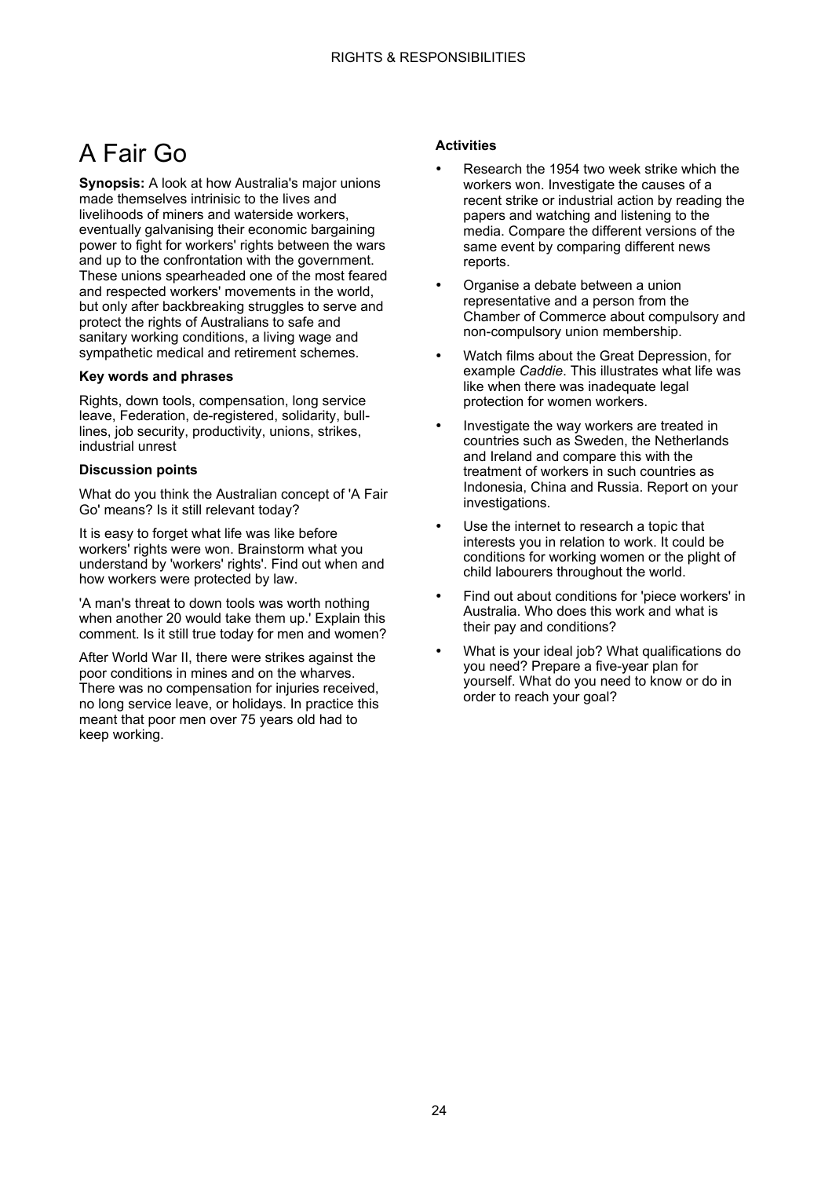# A Fair Go

**Synopsis:** A look at how Australia's major unions made themselves intrinisic to the lives and livelihoods of miners and waterside workers, eventually galvanising their economic bargaining power to fight for workers' rights between the wars and up to the confrontation with the government. These unions spearheaded one of the most feared and respected workers' movements in the world, but only after backbreaking struggles to serve and protect the rights of Australians to safe and sanitary working conditions, a living wage and sympathetic medical and retirement schemes.

### Key words and phrases

Rights, down tools, compensation, long service leave, Federation, de-registered, solidarity, bull-lines, job security, productivity, unions, strikes, industrial unrest

### Discussion points

What do you think the Australian concept of 'A Fair Go' means? Is it still relevant today?

It is easy to forget what life was like before workers' rights were won. Brainstorm what you understand by 'workers' rights'. Find out when and how workers were protected by law.

'A man's threat to down tools was worth nothing when another 20 would take them up.' Explain this comment. Is it still true today for men and women?

After World War II, there were strikes against the poor conditions in mines and on the wharves. There was no compensation for injuries received, no long service leave, or holidays. In practice this meant that poor men over 75 years old had to keep working.

### Activities

- Research the 1954 two week strike which the workers won. Investigate the causes of a recent strike or industrial action by reading the papers and watching and listening to the media. Compare the different versions of the same event by comparing different news reports.
- Organise a debate between a union representative and a person from the Chamber of Commerce about compulsory and non-compulsory union membership.
- Watch films about the Great Depression, for example *Caddie*. This illustrates what life was like when there was inadequate legal protection for women workers.
- Investigate the way workers are treated in countries such as Sweden, the Netherlands and Ireland and compare this with the treatment of workers in such countries as Indonesia, China and Russia. Report on your investigations.
- Use the internet to research a topic that interests you in relation to work. It could be conditions for working women or the plight of child labourers throughout the world.
- Find out about conditions for 'piece workers' in Australia. Who does this work and what is their pay and conditions?
- What is your ideal job? What qualifications do you need? Prepare a five-year plan for yourself. What do you need to know or do in order to reach your goal?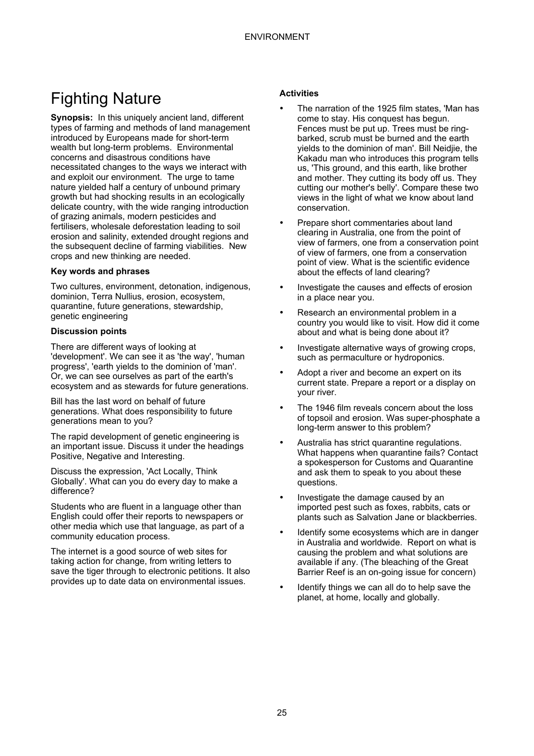# Fighting Nature

**Synopsis:** In this uniquely ancient land, different types of farming and methods of land management introduced by Europeans made for short-term wealth but long-term problems. Environmental concerns and disastrous conditions have necessitated changes to the ways we interact with and exploit our environment. The urge to tame nature yielded half a century of unbound primary growth but had shocking results in an ecologically delicate country, with the wide ranging introduction of grazing animals, modern pesticides and fertilisers, wholesale deforestation leading to soil erosion and salinity, extended drought regions and the subsequent decline of farming viabilities. New crops and new thinking are needed.

**Key words and phrases**

Two cultures, environment, detonation, indigenous, dominion, Terra Nullius, erosion, ecosystem, quarantine, future generations, stewardship, genetic engineering

**Discussion points**

There are different ways of looking at 'development'. We can see it as 'the way', 'human progress', 'earth yields to the dominion of 'man'. Or, we can see ourselves as part of the earth's ecosystem and as stewards for future generations.

Bill has the last word on behalf of future generations. What does responsibility to future generations mean to you?

The rapid development of genetic engineering is an important issue. Discuss it under the headings Positive, Negative and Interesting.

Discuss the expression, 'Act Locally, Think Globally'. What can you do every day to make a difference?

Students who are fluent in a language other than English could offer their reports to newspapers or other media which use that language, as part of a community education process.

The internet is a good source of web sites for taking action for change, from writing letters to save the tiger through to electronic petitions. It also provides up to date data on environmental issues.

**Activities**

- The narration of the 1925 film states, 'Man has come to stay. His conquest has begun. Fences must be put up. Trees must be ring-barked, scrub must be burned and the earth yields to the dominion of man'. Bill Neidjie, the Kakadu man who introduces this program tells us, 'This ground, and this earth, like brother and mother. They cutting its body off us. They cutting our mother's belly'. Compare these two views in the light of what we know about land conservation.
- Prepare short commentaries about land clearing in Australia, one from the point of view of farmers, one from a conservation point of view of farmers, one from a conservation point of view. What is the scientific evidence about the effects of land clearing?
- Investigate the causes and effects of erosion in a place near you.
- Research an environmental problem in a country you would like to visit. How did it come about and what is being done about it?
- Investigate alternative ways of growing crops, such as permaculture or hydroponics.
- Adopt a river and become an expert on its current state. Prepare a report or a display on your river.
- The 1946 film reveals concern about the loss of topsoil and erosion. Was super-phosphate a long-term answer to this problem?
- Australia has strict quarantine regulations. What happens when quarantine fails? Contact a spokesperson for Customs and Quarantine and ask them to speak to you about these questions.
- Investigate the damage caused by an imported pest such as foxes, rabbits, cats or plants such as Salvation Jane or blackberries.
- Identify some ecosystems which are in danger in Australia and worldwide. Report on what is causing the problem and what solutions are available if any. (The bleaching of the Great Barrier Reef is an on-going issue for concern)
- Identify things we can all do to help save the planet, at home, locally and globally.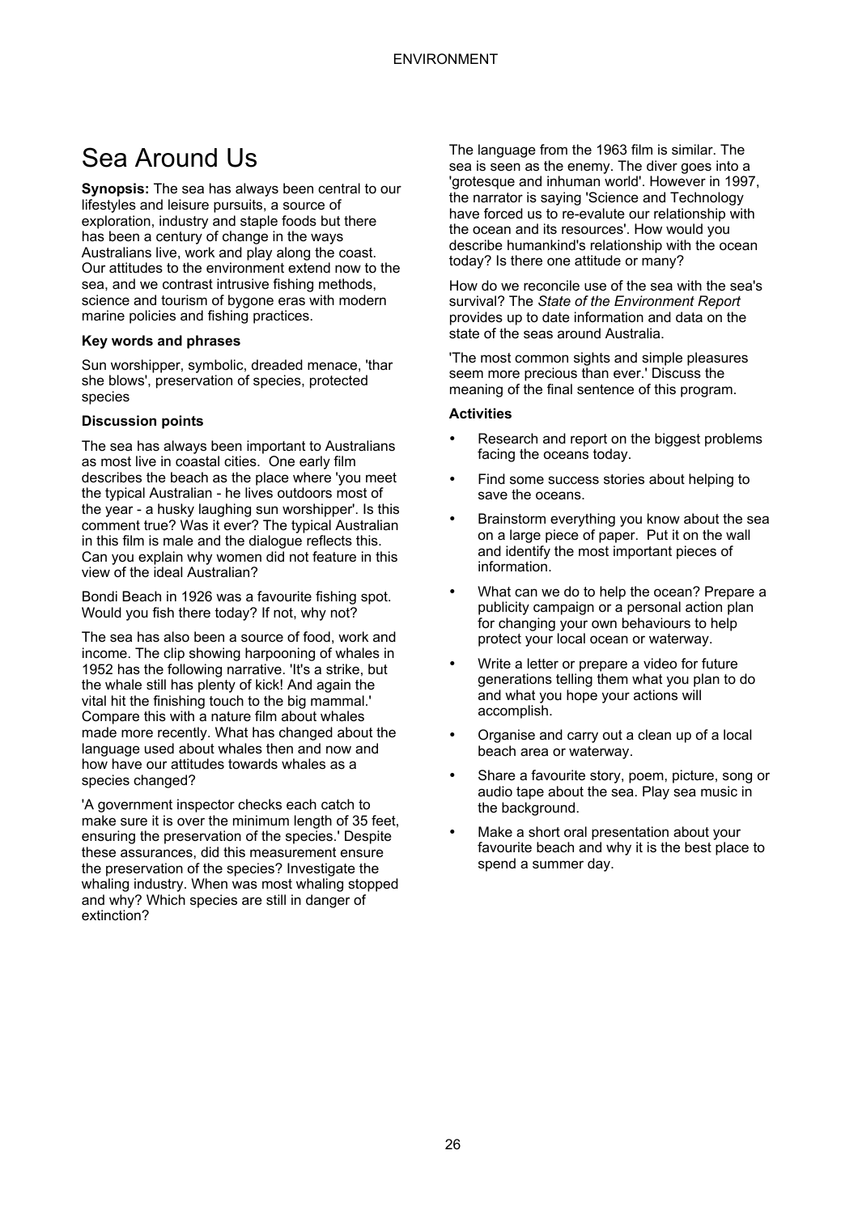# Sea Around Us

**Synopsis:** The sea has always been central to our lifestyles and leisure pursuits, a source of exploration, industry and staple foods but there has been a century of change in the ways Australians live, work and play along the coast. Our attitudes to the environment extend now to the sea, and we contrast intrusive fishing methods, science and tourism of bygone eras with modern marine policies and fishing practices.

### Key words and phrases

Sun worshipper, symbolic, dreaded menace, 'thar she blows', preservation of species, protected species

### Discussion points

The sea has always been important to Australians as most live in coastal cities. One early film describes the beach as the place where 'you meet the typical Australian - he lives outdoors most of the year - a husky laughing sun worshipper'. Is this comment true? Was it ever? The typical Australian in this film is male and the dialogue reflects this. Can you explain why women did not feature in this view of the ideal Australian?

Bondi Beach in 1926 was a favourite fishing spot. Would you fish there today? If not, why not?

The sea has also been a source of food, work and income. The clip showing harpooning of whales in 1952 has the following narrative. 'It's a strike, but the whale still has plenty of kick! And again the vital hit the finishing touch to the big mammal.' Compare this with a nature film about whales made more recently. What has changed about the language used about whales then and now and how have our attitudes towards whales as a species changed?

'A government inspector checks each catch to make sure it is over the minimum length of 35 feet, ensuring the preservation of the species.' Despite these assurances, did this measurement ensure the preservation of the species? Investigate the whaling industry. When was most whaling stopped and why? Which species are still in danger of extinction?

The language from the 1963 film is similar. The sea is seen as the enemy. The diver goes into a 'grotesque and inhuman world'. However in 1997, the narrator is saying 'Science and Technology have forced us to re-evalute our relationship with the ocean and its resources'. How would you describe humankind's relationship with the ocean today? Is there one attitude or many?

How do we reconcile use of the sea with the sea's survival? The *State of the Environment Report* provides up to date information and data on the state of the seas around Australia.

'The most common sights and simple pleasures seem more precious than ever.' Discuss the meaning of the final sentence of this program.

### Activities

- Research and report on the biggest problems facing the oceans today.
- Find some success stories about helping to save the oceans.
- Brainstorm everything you know about the sea on a large piece of paper. Put it on the wall and identify the most important pieces of information.
- What can we do to help the ocean? Prepare a publicity campaign or a personal action plan for changing your own behaviours to help protect your local ocean or waterway.
- Write a letter or prepare a video for future generations telling them what you plan to do and what you hope your actions will accomplish.
- Organise and carry out a clean up of a local beach area or waterway.
- Share a favourite story, poem, picture, song or audio tape about the sea. Play sea music in the background.
- Make a short oral presentation about your favourite beach and why it is the best place to spend a summer day.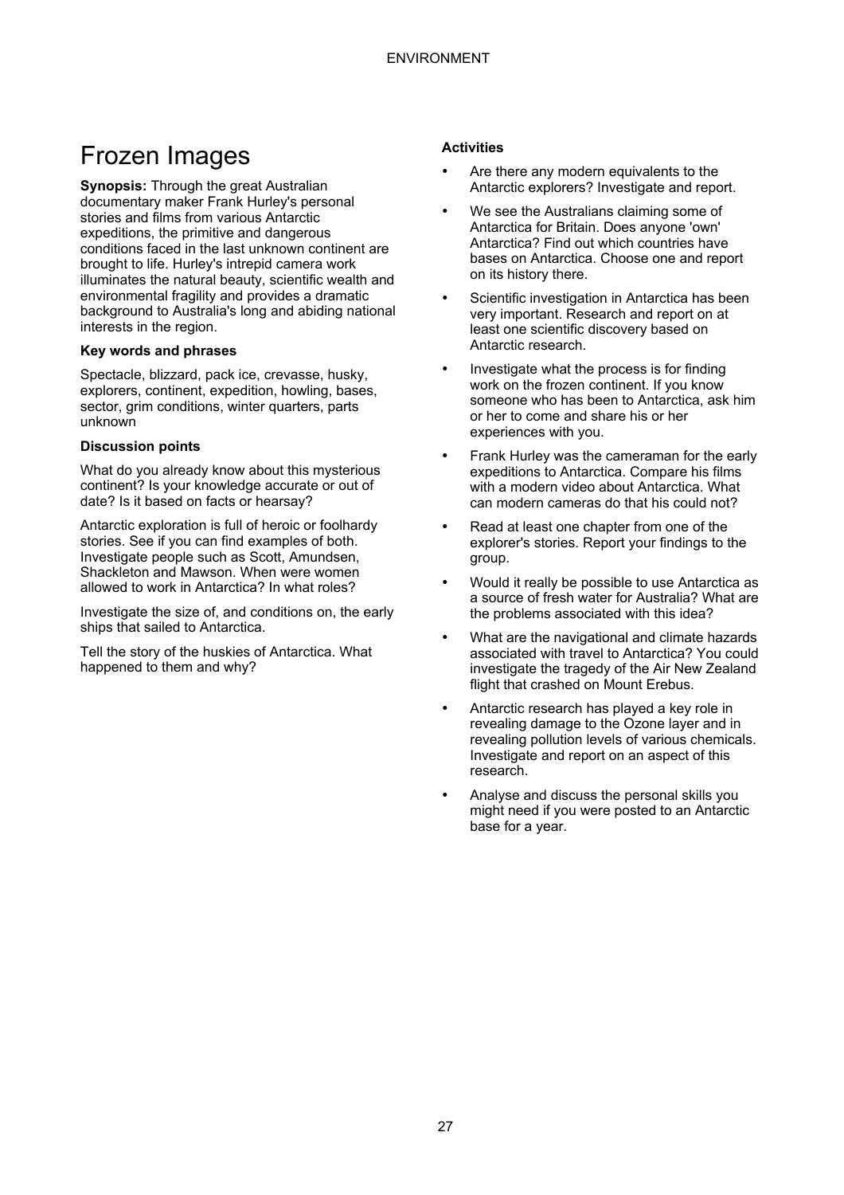# Frozen Images

**Synopsis:** Through the great Australian documentary maker Frank Hurley's personal stories and films from various Antarctic expeditions, the primitive and dangerous conditions faced in the last unknown continent are brought to life. Hurley's intrepid camera work illuminates the natural beauty, scientific wealth and environmental fragility and provides a dramatic background to Australia's long and abiding national interests in the region.

### Key words and phrases

Spectacle, blizzard, pack ice, crevasse, husky, explorers, continent, expedition, howling, bases, sector, grim conditions, winter quarters, parts unknown

### Discussion points

What do you already know about this mysterious continent? Is your knowledge accurate or out of date? Is it based on facts or hearsay?

Antarctic exploration is full of heroic or foolhardy stories. See if you can find examples of both. Investigate people such as Scott, Amundsen, Shackleton and Mawson. When were women allowed to work in Antarctica? In what roles?

Investigate the size of, and conditions on, the early ships that sailed to Antarctica.

Tell the story of the huskies of Antarctica. What happened to them and why?

### Activities

- Are there any modern equivalents to the Antarctic explorers? Investigate and report.
- We see the Australians claiming some of Antarctica for Britain. Does anyone 'own' Antarctica? Find out which countries have bases on Antarctica. Choose one and report on its history there.
- Scientific investigation in Antarctica has been very important. Research and report on at least one scientific discovery based on Antarctic research.
- Investigate what the process is for finding work on the frozen continent. If you know someone who has been to Antarctica, ask him or her to come and share his or her experiences with you.
- Frank Hurley was the cameraman for the early expeditions to Antarctica. Compare his films with a modern video about Antarctica. What can modern cameras do that his could not?
- Read at least one chapter from one of the explorer's stories. Report your findings to the group.
- Would it really be possible to use Antarctica as a source of fresh water for Australia? What are the problems associated with this idea?
- What are the navigational and climate hazards associated with travel to Antarctica? You could investigate the tragedy of the Air New Zealand flight that crashed on Mount Erebus.
- Antarctic research has played a key role in revealing damage to the Ozone layer and in revealing pollution levels of various chemicals. Investigate and report on an aspect of this research.
- Analyse and discuss the personal skills you might need if you were posted to an Antarctic base for a year.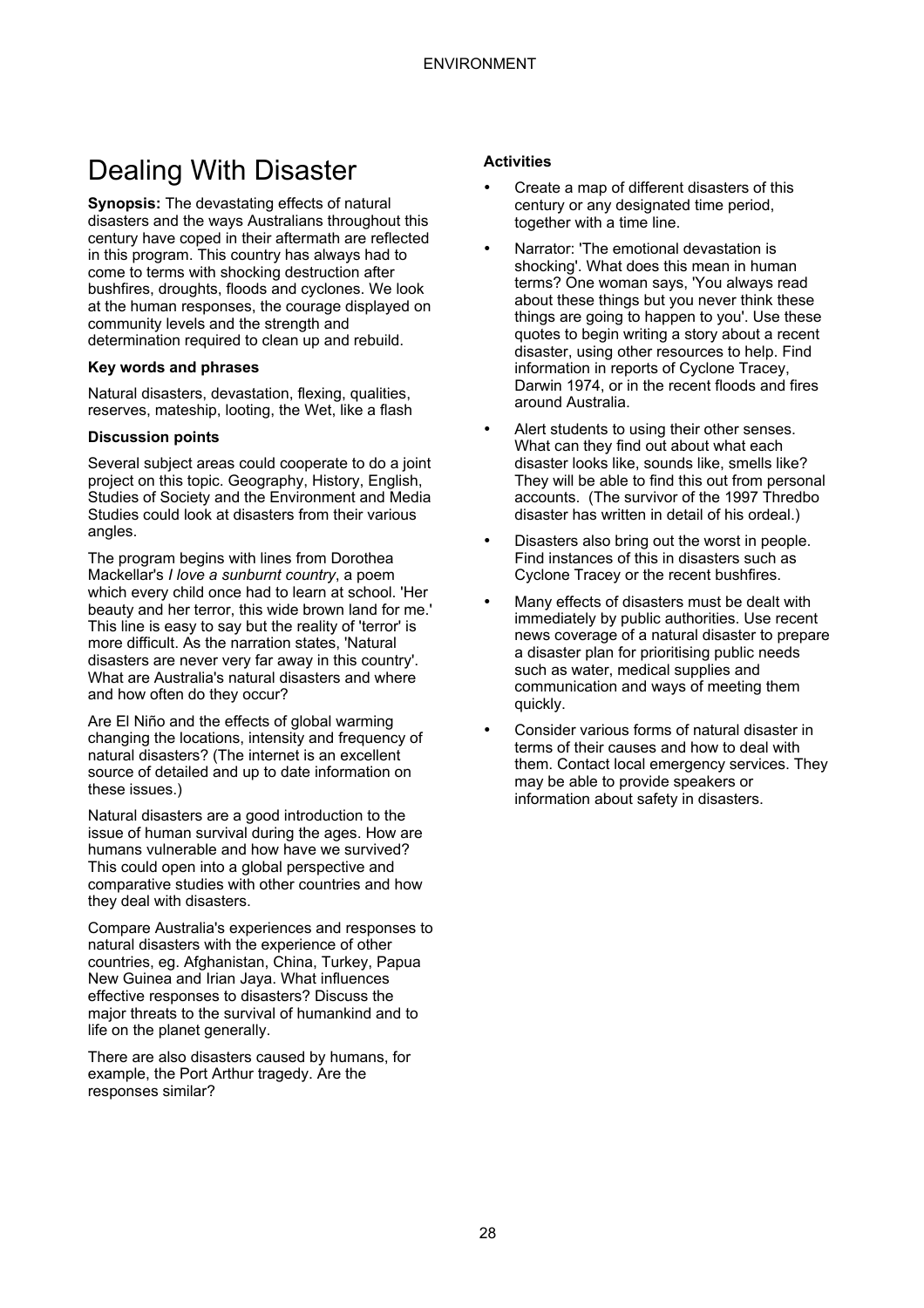# Dealing With Disaster

**Synopsis:** The devastating effects of natural disasters and the ways Australians throughout this century have coped in their aftermath are reflected in this program. This country has always had to come to terms with shocking destruction after bushfires, droughts, floods and cyclones. We look at the human responses, the courage displayed on community levels and the strength and determination required to clean up and rebuild.

**Key words and phrases**

Natural disasters, devastation, flexing, qualities, reserves, mateship, looting, the Wet, like a flash

**Discussion points**

Several subject areas could cooperate to do a joint project on this topic. Geography, History, English, Studies of Society and the Environment and Media Studies could look at disasters from their various angles.

The program begins with lines from Dorothea Mackellar's *I love a sunburnt country*, a poem which every child once had to learn at school. 'Her beauty and her terror, this wide brown land for me.' This line is easy to say but the reality of 'terror' is more difficult. As the narration states, 'Natural disasters are never very far away in this country'. What are Australia's natural disasters and where and how often do they occur?

Are El Niño and the effects of global warming changing the locations, intensity and frequency of natural disasters? (The internet is an excellent source of detailed and up to date information on these issues.)

Natural disasters are a good introduction to the issue of human survival during the ages. How are humans vulnerable and how have we survived? This could open into a global perspective and comparative studies with other countries and how they deal with disasters.

Compare Australia's experiences and responses to natural disasters with the experience of other countries, eg. Afghanistan, China, Turkey, Papua New Guinea and Irian Jaya. What influences effective responses to disasters? Discuss the major threats to the survival of humankind and to life on the planet generally.

There are also disasters caused by humans, for example, the Port Arthur tragedy. Are the responses similar?

**Activities**

- Create a map of different disasters of this century or any designated time period, together with a time line.
- Narrator: 'The emotional devastation is shocking'. What does this mean in human terms? One woman says, 'You always read about these things but you never think these things are going to happen to you'. Use these quotes to begin writing a story about a recent disaster, using other resources to help. Find information in reports of Cyclone Tracey, Darwin 1974, or in the recent floods and fires around Australia.
- Alert students to using their other senses. What can they find out about what each disaster looks like, sounds like, smells like? They will be able to find this out from personal accounts. (The survivor of the 1997 Thredbo disaster has written in detail of his ordeal.)
- Disasters also bring out the worst in people. Find instances of this in disasters such as Cyclone Tracey or the recent bushfires.
- Many effects of disasters must be dealt with immediately by public authorities. Use recent news coverage of a natural disaster to prepare a disaster plan for prioritising public needs such as water, medical supplies and communication and ways of meeting them quickly.
- Consider various forms of natural disaster in terms of their causes and how to deal with them. Contact local emergency services. They may be able to provide speakers or information about safety in disasters.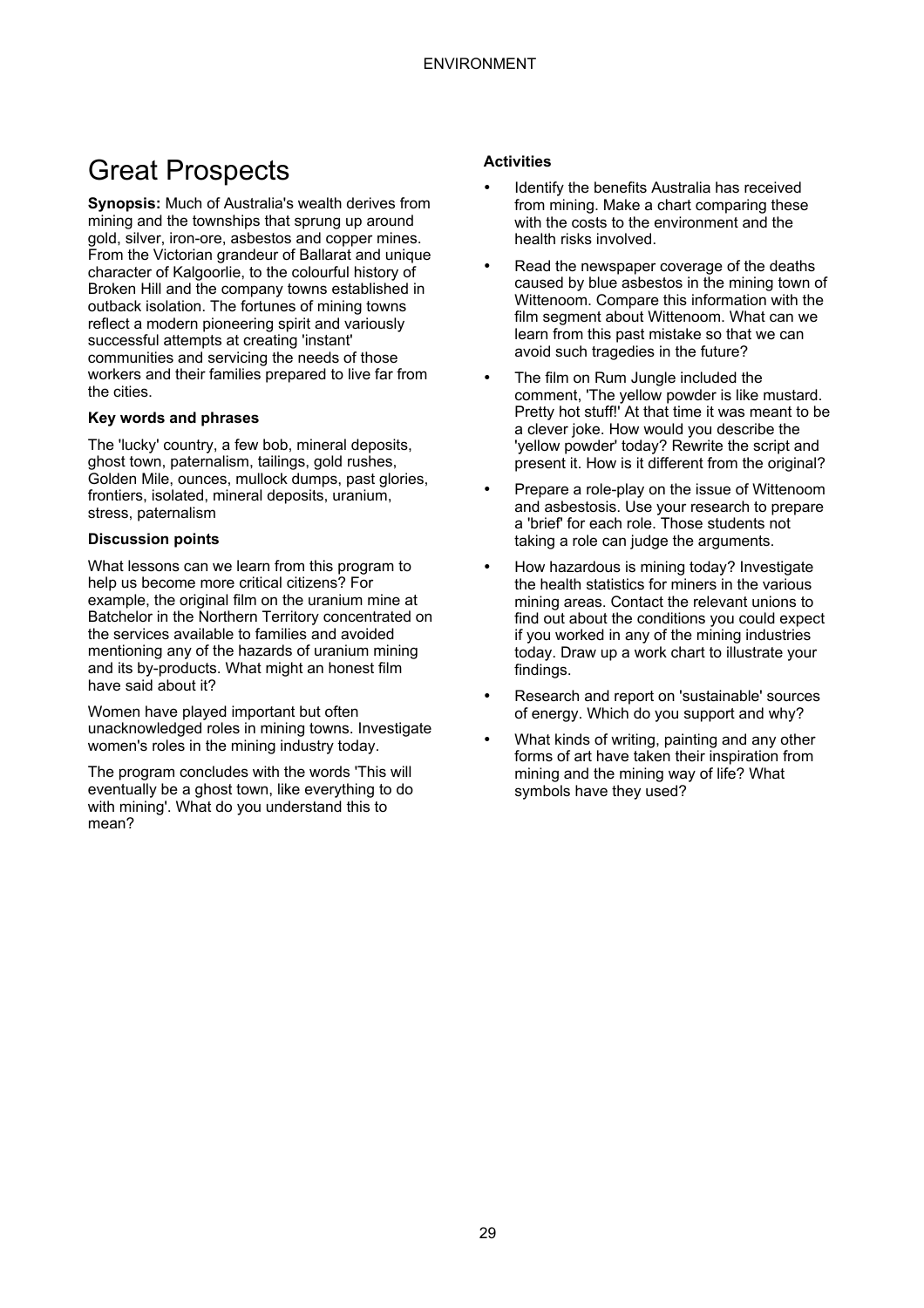# Great Prospects

**Synopsis:** Much of Australia's wealth derives from mining and the townships that sprung up around gold, silver, iron-ore, asbestos and copper mines. From the Victorian grandeur of Ballarat and unique character of Kalgoorlie, to the colourful history of Broken Hill and the company towns established in outback isolation. The fortunes of mining towns reflect a modern pioneering spirit and variously successful attempts at creating 'instant' communities and servicing the needs of those workers and their families prepared to live far from the cities.

**Key words and phrases**

The 'lucky' country, a few bob, mineral deposits, ghost town, paternalism, tailings, gold rushes, Golden Mile, ounces, mullock dumps, past glories, frontiers, isolated, mineral deposits, uranium, stress, paternalism

**Discussion points**

What lessons can we learn from this program to help us become more critical citizens? For example, the original film on the uranium mine at Batchelor in the Northern Territory concentrated on the services available to families and avoided mentioning any of the hazards of uranium mining and its by-products. What might an honest film have said about it?

Women have played important but often unacknowledged roles in mining towns. Investigate women's roles in the mining industry today.

The program concludes with the words 'This will eventually be a ghost town, like everything to do with mining'. What do you understand this to mean?

**Activities**

- Identify the benefits Australia has received from mining. Make a chart comparing these with the costs to the environment and the health risks involved.
- Read the newspaper coverage of the deaths caused by blue asbestos in the mining town of Wittenoom. Compare this information with the film segment about Wittenoom. What can we learn from this past mistake so that we can avoid such tragedies in the future?
- The film on Rum Jungle included the comment, 'The yellow powder is like mustard. Pretty hot stuff!' At that time it was meant to be a clever joke. How would you describe the 'yellow powder' today? Rewrite the script and present it. How is it different from the original?
- Prepare a role-play on the issue of Wittenoom and asbestosis. Use your research to prepare a 'brief' for each role. Those students not taking a role can judge the arguments.
- How hazardous is mining today? Investigate the health statistics for miners in the various mining areas. Contact the relevant unions to find out about the conditions you could expect if you worked in any of the mining industries today. Draw up a work chart to illustrate your findings.
- Research and report on 'sustainable' sources of energy. Which do you support and why?
- What kinds of writing, painting and any other forms of art have taken their inspiration from mining and the mining way of life? What symbols have they used?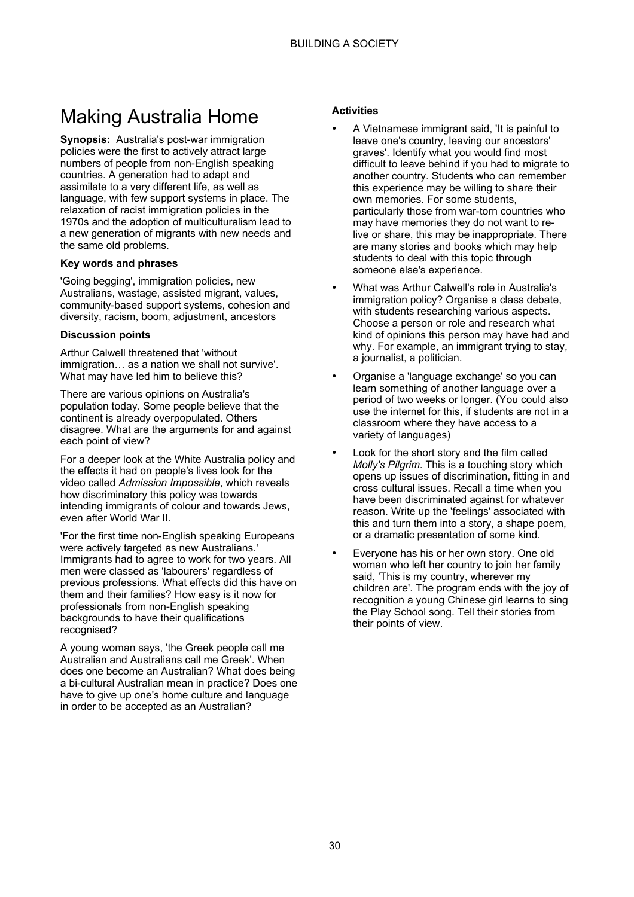# Making Australia Home

**Synopsis:** Australia's post-war immigration policies were the first to actively attract large numbers of people from non-English speaking countries. A generation had to adapt and assimilate to a very different life, as well as language, with few support systems in place. The relaxation of racist immigration policies in the 1970s and the adoption of multiculturalism lead to a new generation of migrants with new needs and the same old problems.

**Key words and phrases**

'Going begging', immigration policies, new Australians, wastage, assisted migrant, values, community-based support systems, cohesion and diversity, racism, boom, adjustment, ancestors

**Discussion points**

Arthur Calwell threatened that 'without immigration… as a nation we shall not survive'. What may have led him to believe this?

There are various opinions on Australia's population today. Some people believe that the continent is already overpopulated. Others disagree. What are the arguments for and against each point of view?

For a deeper look at the White Australia policy and the effects it had on people's lives look for the video called *Admission Impossible*, which reveals how discriminatory this policy was towards intending immigrants of colour and towards Jews, even after World War II.

'For the first time non-English speaking Europeans were actively targeted as new Australians.' Immigrants had to agree to work for two years. All men were classed as 'labourers' regardless of previous professions. What effects did this have on them and their families? How easy is it now for professionals from non-English speaking backgrounds to have their qualifications recognised?

A young woman says, 'the Greek people call me Australian and Australians call me Greek'. When does one become an Australian? What does being a bi-cultural Australian mean in practice? Does one have to give up one's home culture and language in order to be accepted as an Australian?

**Activities**

- A Vietnamese immigrant said, 'It is painful to leave one's country, leaving our ancestors' graves'. Identify what you would find most difficult to leave behind if you had to migrate to another country. Students who can remember this experience may be willing to share their own memories. For some students, particularly those from war-torn countries who may have memories they do not want to re-live or share, this may be inappropriate. There are many stories and books which may help students to deal with this topic through someone else's experience.
- What was Arthur Calwell's role in Australia's immigration policy? Organise a class debate, with students researching various aspects. Choose a person or role and research what kind of opinions this person may have had and why. For example, an immigrant trying to stay, a journalist, a politician.
- Organise a 'language exchange' so you can learn something of another language over a period of two weeks or longer. (You could also use the internet for this, if students are not in a classroom where they have access to a variety of languages)
- Look for the short story and the film called *Molly's Pilgrim*. This is a touching story which opens up issues of discrimination, fitting in and cross cultural issues. Recall a time when you have been discriminated against for whatever reason. Write up the 'feelings' associated with this and turn them into a story, a shape poem, or a dramatic presentation of some kind.
- Everyone has his or her own story. One old woman who left her country to join her family said, 'This is my country, wherever my children are'. The program ends with the joy of recognition a young Chinese girl learns to sing the Play School song. Tell their stories from their points of view.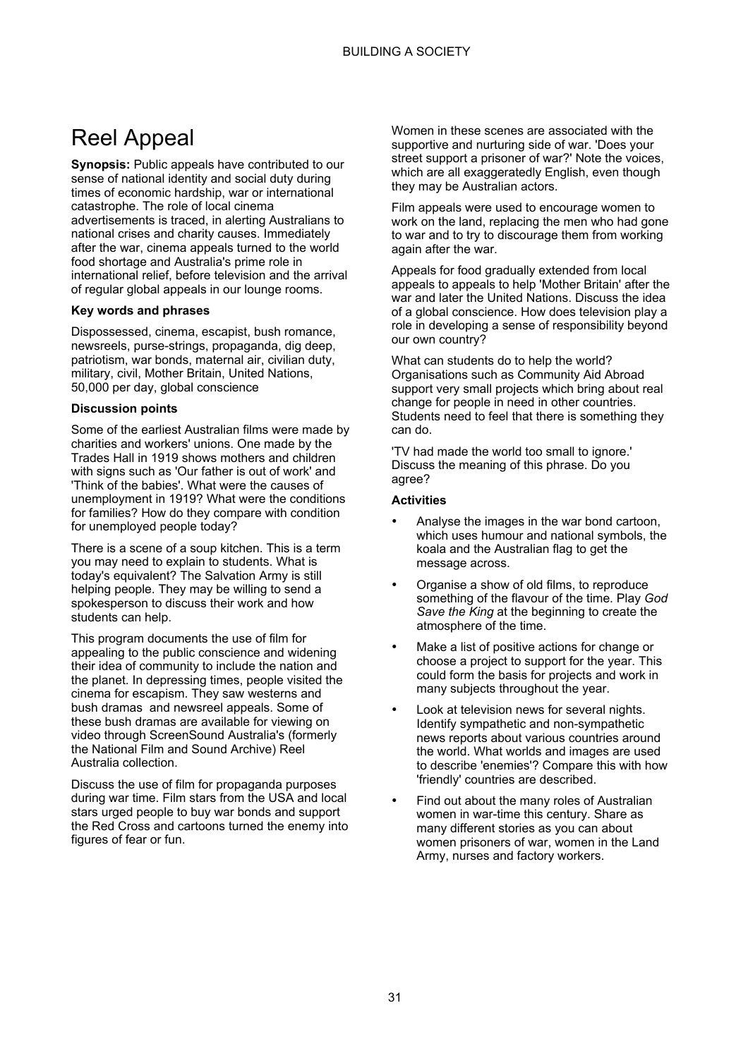# Reel Appeal

**Synopsis:** Public appeals have contributed to our sense of national identity and social duty during times of economic hardship, war or international catastrophe. The role of local cinema advertisements is traced, in alerting Australians to national crises and charity causes. Immediately after the war, cinema appeals turned to the world food shortage and Australia's prime role in international relief, before television and the arrival of regular global appeals in our lounge rooms.

### Key words and phrases

Dispossessed, cinema, escapist, bush romance, newsreels, purse-strings, propaganda, dig deep, patriotism, war bonds, maternal air, civilian duty, military, civil, Mother Britain, United Nations, 50,000 per day, global conscience

### Discussion points

Some of the earliest Australian films were made by charities and workers' unions. One made by the Trades Hall in 1919 shows mothers and children with signs such as 'Our father is out of work' and 'Think of the babies'. What were the causes of unemployment in 1919? What were the conditions for families? How do they compare with condition for unemployed people today?

There is a scene of a soup kitchen. This is a term you may need to explain to students. What is today's equivalent? The Salvation Army is still helping people. They may be willing to send a spokesperson to discuss their work and how students can help.

This program documents the use of film for appealing to the public conscience and widening their idea of community to include the nation and the planet. In depressing times, people visited the cinema for escapism. They saw westerns and bush dramas and newsreel appeals. Some of these bush dramas are available for viewing on video through ScreenSound Australia's (formerly the National Film and Sound Archive) Reel Australia collection.

Discuss the use of film for propaganda purposes during war time. Film stars from the USA and local stars urged people to buy war bonds and support the Red Cross and cartoons turned the enemy into figures of fear or fun.

Women in these scenes are associated with the supportive and nurturing side of war. 'Does your street support a prisoner of war?' Note the voices, which are all exaggeratedly English, even though they may be Australian actors.

Film appeals were used to encourage women to work on the land, replacing the men who had gone to war and to try to discourage them from working again after the war.

Appeals for food gradually extended from local appeals to appeals to help 'Mother Britain' after the war and later the United Nations. Discuss the idea of a global conscience. How does television play a role in developing a sense of responsibility beyond our own country?

What can students do to help the world? Organisations such as Community Aid Abroad support very small projects which bring about real change for people in need in other countries. Students need to feel that there is something they can do.

'TV had made the world too small to ignore.' Discuss the meaning of this phrase. Do you agree?

### Activities

- Analyse the images in the war bond cartoon, which uses humour and national symbols, the koala and the Australian flag to get the message across.
- Organise a show of old films, to reproduce something of the flavour of the time. Play *God Save the King* at the beginning to create the atmosphere of the time.
- Make a list of positive actions for change or choose a project to support for the year. This could form the basis for projects and work in many subjects throughout the year.
- Look at television news for several nights. Identify sympathetic and non-sympathetic news reports about various countries around the world. What worlds and images are used to describe 'enemies'? Compare this with how 'friendly' countries are described.
- Find out about the many roles of Australian women in war-time this century. Share as many different stories as you can about women prisoners of war, women in the Land Army, nurses and factory workers.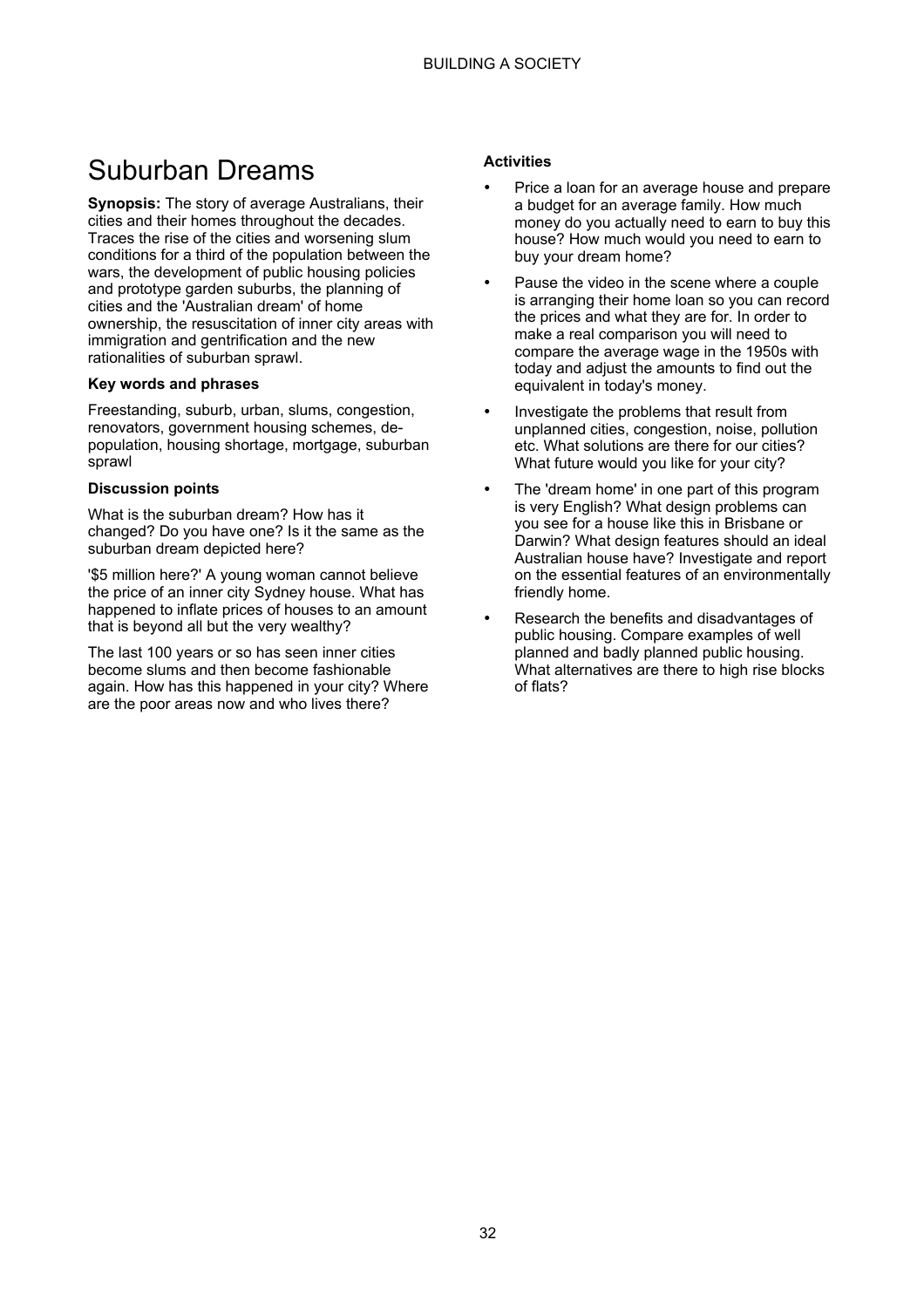# Suburban Dreams

**Synopsis:** The story of average Australians, their cities and their homes throughout the decades. Traces the rise of the cities and worsening slum conditions for a third of the population between the wars, the development of public housing policies and prototype garden suburbs, the planning of cities and the 'Australian dream' of home ownership, the resuscitation of inner city areas with immigration and gentrification and the new rationalities of suburban sprawl.

**Key words and phrases**

Freestanding, suburb, urban, slums, congestion, renovators, government housing schemes, de-population, housing shortage, mortgage, suburban sprawl

**Discussion points**

What is the suburban dream? How has it changed? Do you have one? Is it the same as the suburban dream depicted here?

'$5 million here?' A young woman cannot believe the price of an inner city Sydney house. What has happened to inflate prices of houses to an amount that is beyond all but the very wealthy?

The last 100 years or so has seen inner cities become slums and then become fashionable again. How has this happened in your city? Where are the poor areas now and who lives there?

**Activities**

- Price a loan for an average house and prepare a budget for an average family. How much money do you actually need to earn to buy this house? How much would you need to earn to buy your dream home?
- Pause the video in the scene where a couple is arranging their home loan so you can record the prices and what they are for. In order to make a real comparison you will need to compare the average wage in the 1950s with today and adjust the amounts to find out the equivalent in today's money.
- Investigate the problems that result from unplanned cities, congestion, noise, pollution etc. What solutions are there for our cities? What future would you like for your city?
- The 'dream home' in one part of this program is very English? What design problems can you see for a house like this in Brisbane or Darwin? What design features should an ideal Australian house have? Investigate and report on the essential features of an environmentally friendly home.
- Research the benefits and disadvantages of public housing. Compare examples of well planned and badly planned public housing. What alternatives are there to high rise blocks of flats?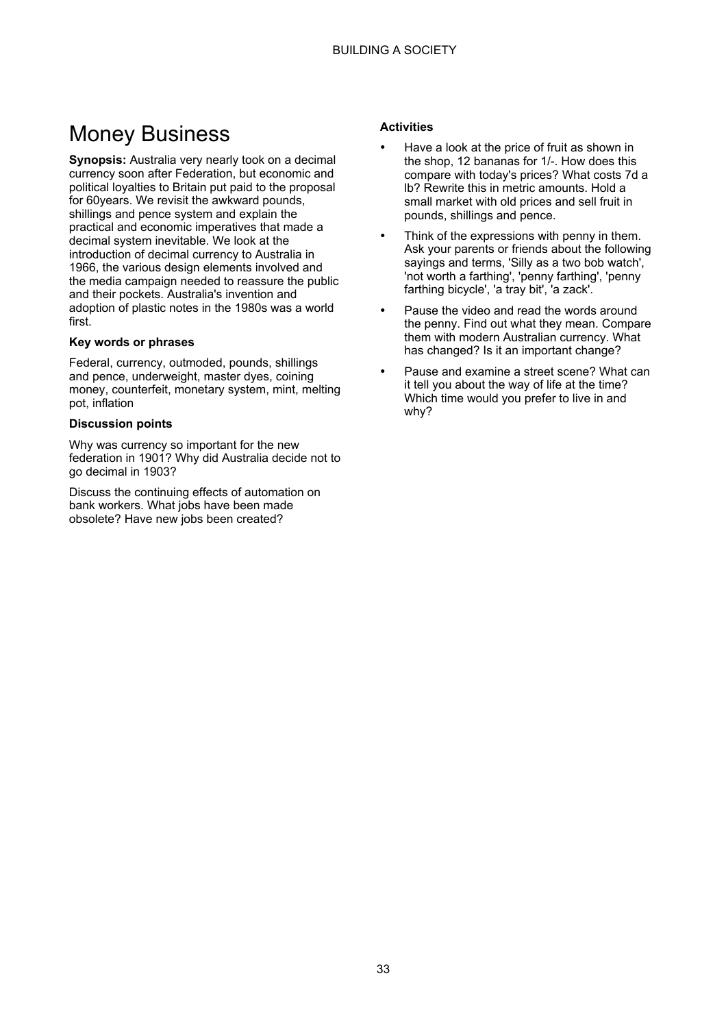# Money Business

**Synopsis:** Australia very nearly took on a decimal currency soon after Federation, but economic and political loyalties to Britain put paid to the proposal for 60years. We revisit the awkward pounds, shillings and pence system and explain the practical and economic imperatives that made a decimal system inevitable. We look at the introduction of decimal currency to Australia in 1966, the various design elements involved and the media campaign needed to reassure the public and their pockets. Australia's invention and adoption of plastic notes in the 1980s was a world first.

### Key words or phrases

Federal, currency, outmoded, pounds, shillings and pence, underweight, master dyes, coining money, counterfeit, monetary system, mint, melting pot, inflation

### Discussion points

Why was currency so important for the new federation in 1901? Why did Australia decide not to go decimal in 1903?

Discuss the continuing effects of automation on bank workers. What jobs have been made obsolete? Have new jobs been created?

### Activities

- Have a look at the price of fruit as shown in the shop, 12 bananas for 1/-. How does this compare with today's prices? What costs 7d a lb? Rewrite this in metric amounts. Hold a small market with old prices and sell fruit in pounds, shillings and pence.
- Think of the expressions with penny in them. Ask your parents or friends about the following sayings and terms, 'Silly as a two bob watch', 'not worth a farthing', 'penny farthing', 'penny farthing bicycle', 'a tray bit', 'a zack'.
- Pause the video and read the words around the penny. Find out what they mean. Compare them with modern Australian currency. What has changed? Is it an important change?
- Pause and examine a street scene? What can it tell you about the way of life at the time? Which time would you prefer to live in and why?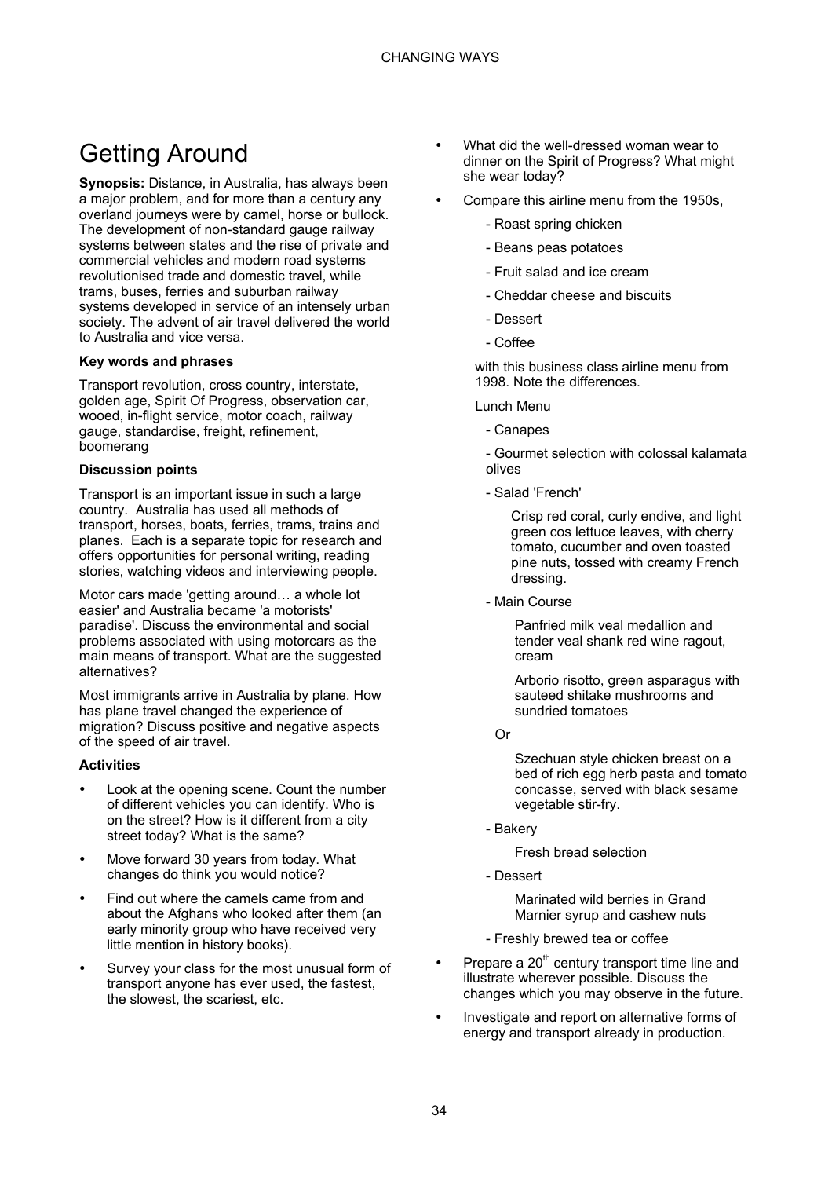# Getting Around

**Synopsis:** Distance, in Australia, has always been a major problem, and for more than a century any overland journeys were by camel, horse or bullock. The development of non-standard gauge railway systems between states and the rise of private and commercial vehicles and modern road systems revolutionised trade and domestic travel, while trams, buses, ferries and suburban railway systems developed in service of an intensely urban society. The advent of air travel delivered the world to Australia and vice versa.

### Key words and phrases

Transport revolution, cross country, interstate, golden age, Spirit Of Progress, observation car, wooed, in-flight service, motor coach, railway gauge, standardise, freight, refinement, boomerang

### Discussion points

Transport is an important issue in such a large country. Australia has used all methods of transport, horses, boats, ferries, trams, trains and planes. Each is a separate topic for research and offers opportunities for personal writing, reading stories, watching videos and interviewing people.

Motor cars made 'getting around… a whole lot easier' and Australia became 'a motorists' paradise'. Discuss the environmental and social problems associated with using motorcars as the main means of transport. What are the suggested alternatives?

Most immigrants arrive in Australia by plane. How has plane travel changed the experience of migration? Discuss positive and negative aspects of the speed of air travel.

### Activities

- Look at the opening scene. Count the number of different vehicles you can identify. Who is on the street? How is it different from a city street today? What is the same?
- Move forward 30 years from today. What changes do think you would notice?
- Find out where the camels came from and about the Afghans who looked after them (an early minority group who have received very little mention in history books).
- Survey your class for the most unusual form of transport anyone has ever used, the fastest, the slowest, the scariest, etc.
- What did the well-dressed woman wear to dinner on the Spirit of Progress? What might she wear today?
- Compare this airline menu from the 1950s,

  - Roast spring chicken
  - Beans peas potatoes
  - Fruit salad and ice cream
  - Cheddar cheese and biscuits
  - Dessert
  - Coffee

  with this business class airline menu from 1998. Note the differences.

  Lunch Menu

  - Canapes
  - Gourmet selection with colossal kalamata olives
  - Salad 'French'

    Crisp red coral, curly endive, and light green cos lettuce leaves, with cherry tomato, cucumber and oven toasted pine nuts, tossed with creamy French dressing.

  - Main Course

    Panfried milk veal medallion and tender veal shank red wine ragout, cream

    Arborio risotto, green asparagus with sauteed shitake mushrooms and sundried tomatoes

    Or

    Szechuan style chicken breast on a bed of rich egg herb pasta and tomato concasse, served with black sesame vegetable stir-fry.

  - Bakery

    Fresh bread selection

  - Dessert

    Marinated wild berries in Grand Marnier syrup and cashew nuts

  - Freshly brewed tea or coffee

- Prepare a 20th century transport time line and illustrate wherever possible. Discuss the changes which you may observe in the future.
- Investigate and report on alternative forms of energy and transport already in production.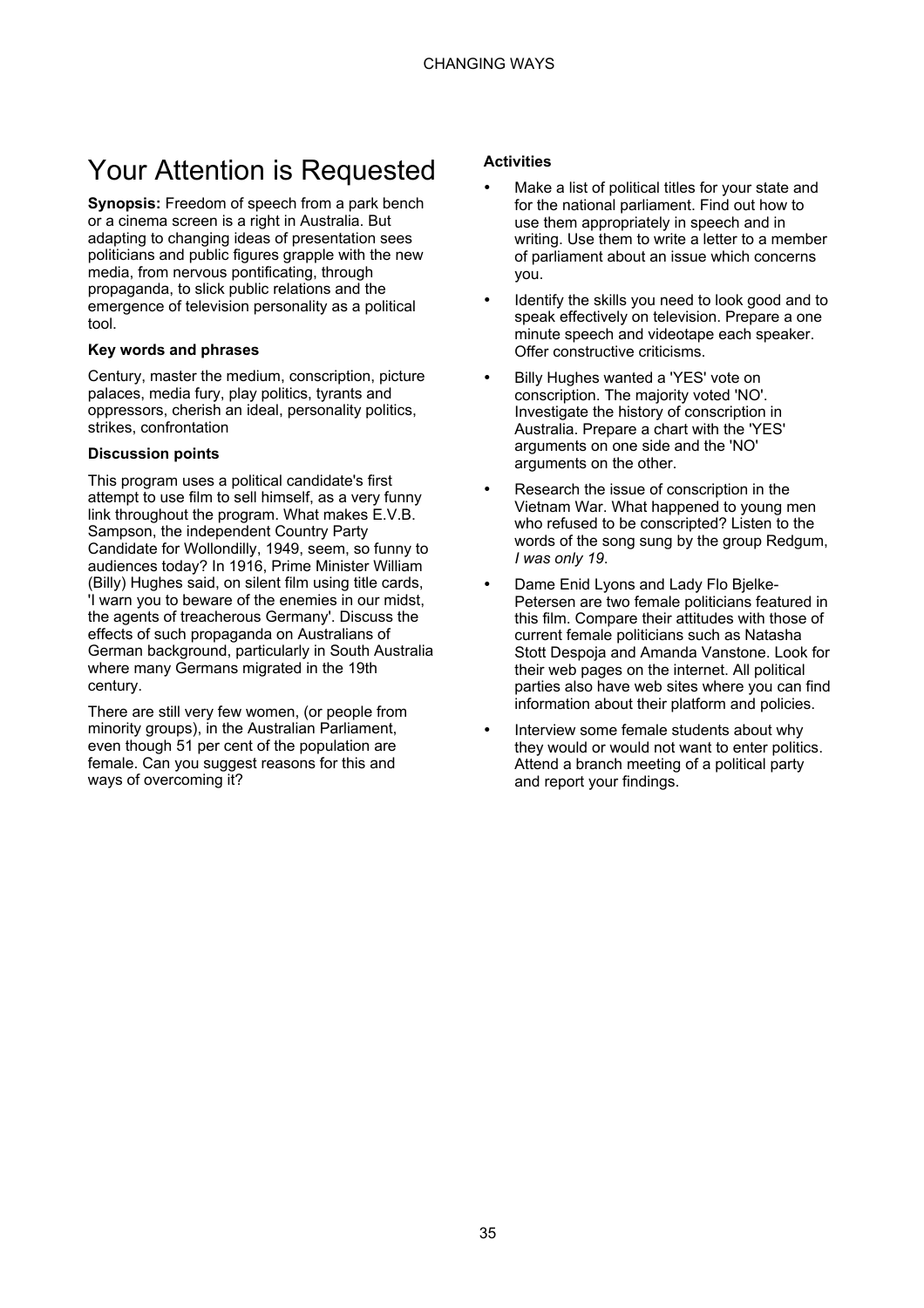# Your Attention is Requested

**Synopsis:** Freedom of speech from a park bench or a cinema screen is a right in Australia. But adapting to changing ideas of presentation sees politicians and public figures grapple with the new media, from nervous pontificating, through propaganda, to slick public relations and the emergence of television personality as a political tool.

**Key words and phrases**

Century, master the medium, conscription, picture palaces, media fury, play politics, tyrants and oppressors, cherish an ideal, personality politics, strikes, confrontation

**Discussion points**

This program uses a political candidate's first attempt to use film to sell himself, as a very funny link throughout the program. What makes E.V.B. Sampson, the independent Country Party Candidate for Wollondilly, 1949, seem, so funny to audiences today? In 1916, Prime Minister William (Billy) Hughes said, on silent film using title cards, 'I warn you to beware of the enemies in our midst, the agents of treacherous Germany'. Discuss the effects of such propaganda on Australians of German background, particularly in South Australia where many Germans migrated in the 19th century.

There are still very few women, (or people from minority groups), in the Australian Parliament, even though 51 per cent of the population are female. Can you suggest reasons for this and ways of overcoming it?

**Activities**

- Make a list of political titles for your state and for the national parliament. Find out how to use them appropriately in speech and in writing. Use them to write a letter to a member of parliament about an issue which concerns you.
- Identify the skills you need to look good and to speak effectively on television. Prepare a one minute speech and videotape each speaker. Offer constructive criticisms.
- Billy Hughes wanted a 'YES' vote on conscription. The majority voted 'NO'. Investigate the history of conscription in Australia. Prepare a chart with the 'YES' arguments on one side and the 'NO' arguments on the other.
- Research the issue of conscription in the Vietnam War. What happened to young men who refused to be conscripted? Listen to the words of the song sung by the group Redgum, *I was only 19*.
- Dame Enid Lyons and Lady Flo Bjelke-Petersen are two female politicians featured in this film. Compare their attitudes with those of current female politicians such as Natasha Stott Despoja and Amanda Vanstone. Look for their web pages on the internet. All political parties also have web sites where you can find information about their platform and policies.
- Interview some female students about why they would or would not want to enter politics. Attend a branch meeting of a political party and report your findings.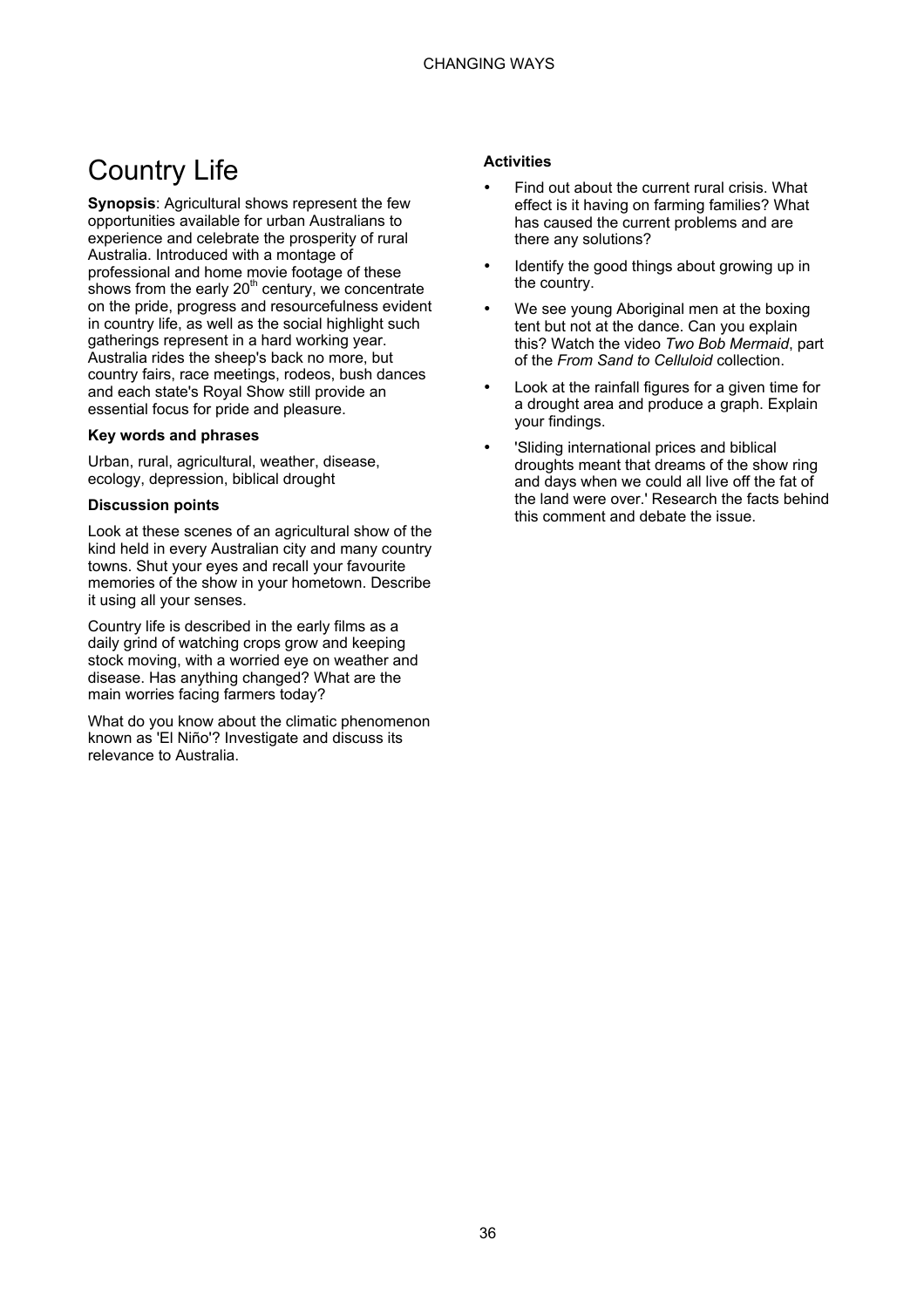# Country Life

**Synopsis**: Agricultural shows represent the few opportunities available for urban Australians to experience and celebrate the prosperity of rural Australia. Introduced with a montage of professional and home movie footage of these shows from the early 20th century, we concentrate on the pride, progress and resourcefulness evident in country life, as well as the social highlight such gatherings represent in a hard working year. Australia rides the sheep's back no more, but country fairs, race meetings, rodeos, bush dances and each state's Royal Show still provide an essential focus for pride and pleasure.

**Key words and phrases**

Urban, rural, agricultural, weather, disease, ecology, depression, biblical drought

**Discussion points**

Look at these scenes of an agricultural show of the kind held in every Australian city and many country towns. Shut your eyes and recall your favourite memories of the show in your hometown. Describe it using all your senses.

Country life is described in the early films as a daily grind of watching crops grow and keeping stock moving, with a worried eye on weather and disease. Has anything changed? What are the main worries facing farmers today?

What do you know about the climatic phenomenon known as 'El Niño'? Investigate and discuss its relevance to Australia.

**Activities**

- Find out about the current rural crisis. What effect is it having on farming families? What has caused the current problems and are there any solutions?
- Identify the good things about growing up in the country.
- We see young Aboriginal men at the boxing tent but not at the dance. Can you explain this? Watch the video *Two Bob Mermaid*, part of the *From Sand to Celluloid* collection.
- Look at the rainfall figures for a given time for a drought area and produce a graph. Explain your findings.
- 'Sliding international prices and biblical droughts meant that dreams of the show ring and days when we could all live off the fat of the land were over.' Research the facts behind this comment and debate the issue.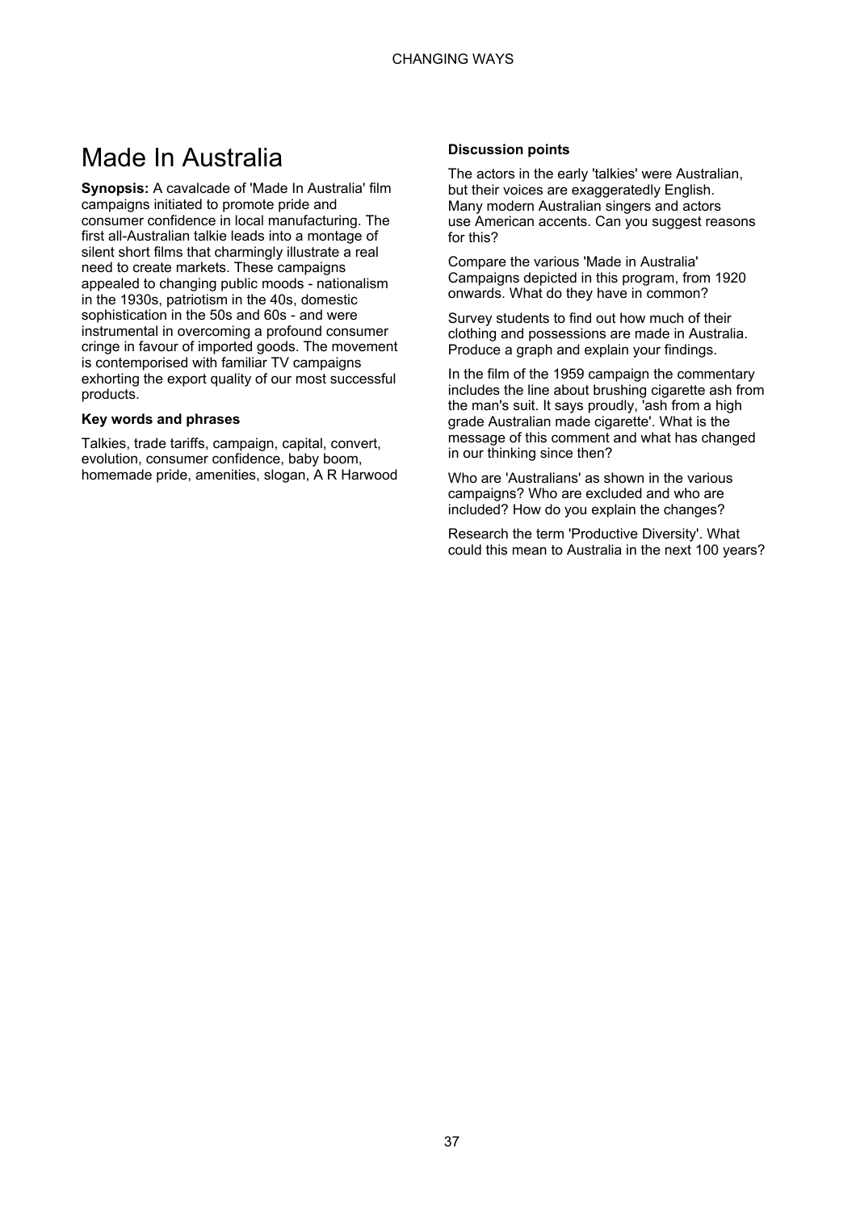# Made In Australia

**Synopsis:** A cavalcade of 'Made In Australia' film campaigns initiated to promote pride and consumer confidence in local manufacturing. The first all-Australian talkie leads into a montage of silent short films that charmingly illustrate a real need to create markets. These campaigns appealed to changing public moods - nationalism in the 1930s, patriotism in the 40s, domestic sophistication in the 50s and 60s - and were instrumental in overcoming a profound consumer cringe in favour of imported goods. The movement is contemporised with familiar TV campaigns exhorting the export quality of our most successful products.

### Key words and phrases

Talkies, trade tariffs, campaign, capital, convert, evolution, consumer confidence, baby boom, homemade pride, amenities, slogan, A R Harwood

### Discussion points

The actors in the early 'talkies' were Australian, but their voices are exaggeratedly English. Many modern Australian singers and actors use American accents. Can you suggest reasons for this?

Compare the various 'Made in Australia' Campaigns depicted in this program, from 1920 onwards. What do they have in common?

Survey students to find out how much of their clothing and possessions are made in Australia. Produce a graph and explain your findings.

In the film of the 1959 campaign the commentary includes the line about brushing cigarette ash from the man's suit. It says proudly, 'ash from a high grade Australian made cigarette'. What is the message of this comment and what has changed in our thinking since then?

Who are 'Australians' as shown in the various campaigns? Who are excluded and who are included? How do you explain the changes?

Research the term 'Productive Diversity'. What could this mean to Australia in the next 100 years?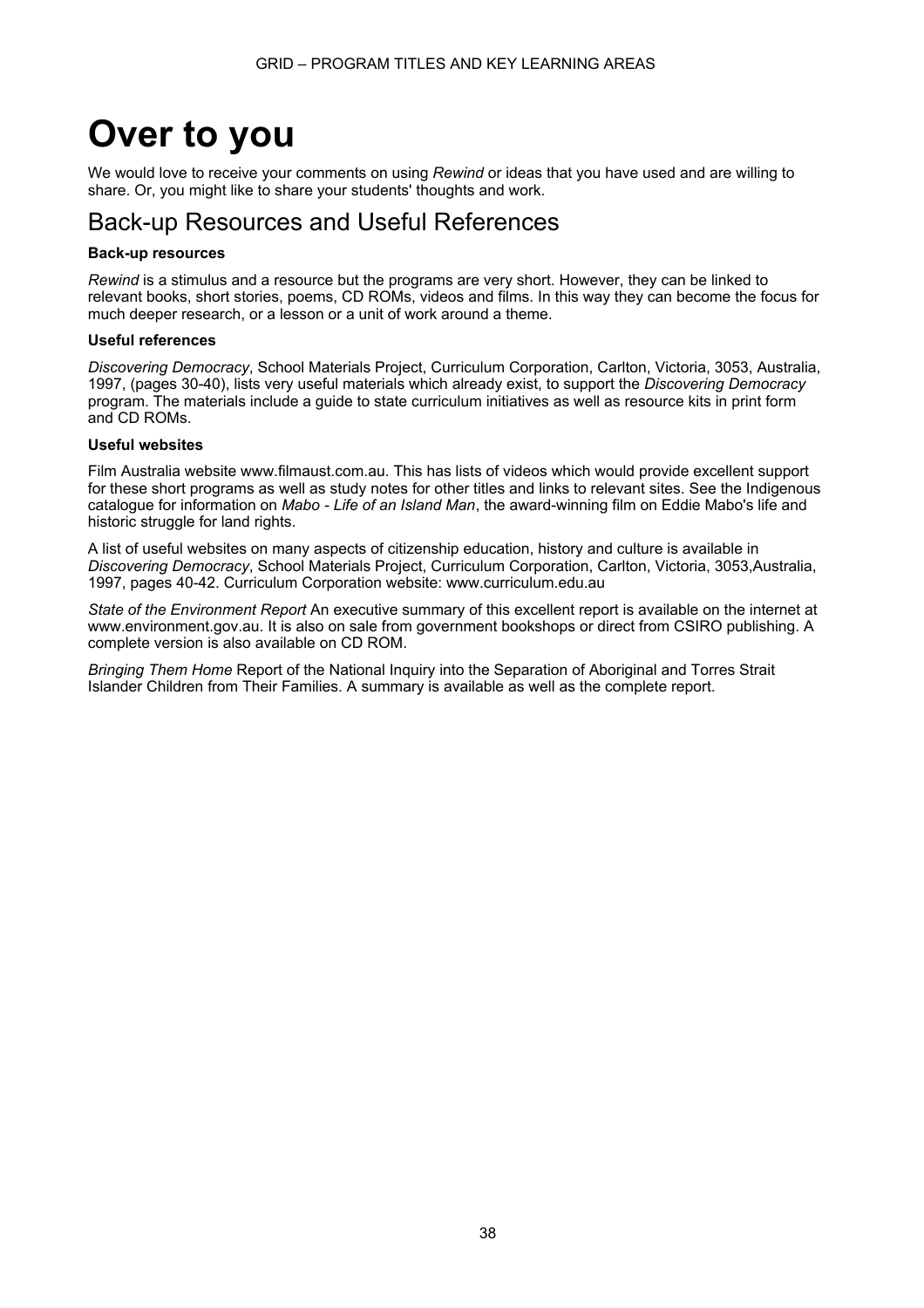# Over to you

We would love to receive your comments on using *Rewind* or ideas that you have used and are willing to share. Or, you might like to share your students' thoughts and work.

## Back-up Resources and Useful References

**Back-up resources**

*Rewind* is a stimulus and a resource but the programs are very short. However, they can be linked to relevant books, short stories, poems, CD ROMs, videos and films. In this way they can become the focus for much deeper research, or a lesson or a unit of work around a theme.

**Useful references**

*Discovering Democracy*, School Materials Project, Curriculum Corporation, Carlton, Victoria, 3053, Australia, 1997, (pages 30-40), lists very useful materials which already exist, to support the *Discovering Democracy* program. The materials include a guide to state curriculum initiatives as well as resource kits in print form and CD ROMs.

**Useful websites**

Film Australia website www.filmaust.com.au. This has lists of videos which would provide excellent support for these short programs as well as study notes for other titles and links to relevant sites. See the Indigenous catalogue for information on *Mabo - Life of an Island Man*, the award-winning film on Eddie Mabo's life and historic struggle for land rights.

A list of useful websites on many aspects of citizenship education, history and culture is available in *Discovering Democracy*, School Materials Project, Curriculum Corporation, Carlton, Victoria, 3053,Australia, 1997, pages 40-42. Curriculum Corporation website: www.curriculum.edu.au

*State of the Environment Report* An executive summary of this excellent report is available on the internet at www.environment.gov.au. It is also on sale from government bookshops or direct from CSIRO publishing. A complete version is also available on CD ROM.

*Bringing Them Home* Report of the National Inquiry into the Separation of Aboriginal and Torres Strait Islander Children from Their Families. A summary is available as well as the complete report.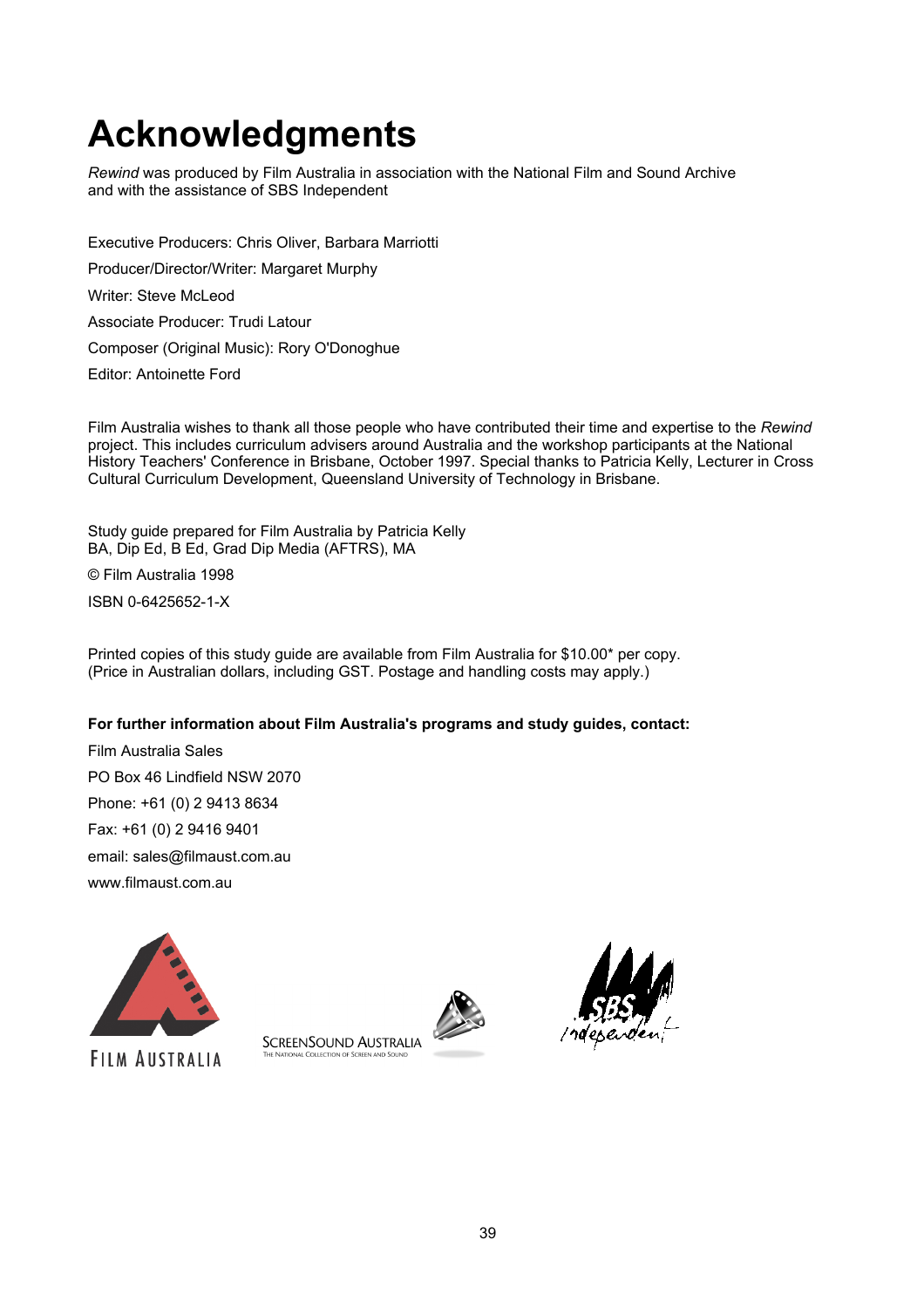# Acknowledgments

*Rewind* was produced by Film Australia in association with the National Film and Sound Archive and with the assistance of SBS Independent

Executive Producers: Chris Oliver, Barbara Marriotti

Producer/Director/Writer: Margaret Murphy

Writer: Steve McLeod

Associate Producer: Trudi Latour

Composer (Original Music): Rory O'Donoghue

Editor: Antoinette Ford

Film Australia wishes to thank all those people who have contributed their time and expertise to the *Rewind* project. This includes curriculum advisers around Australia and the workshop participants at the National History Teachers' Conference in Brisbane, October 1997. Special thanks to Patricia Kelly, Lecturer in Cross Cultural Curriculum Development, Queensland University of Technology in Brisbane.

Study guide prepared for Film Australia by Patricia Kelly
BA, Dip Ed, B Ed, Grad Dip Media (AFTRS), MA

© Film Australia 1998

ISBN 0-6425652-1-X

Printed copies of this study guide are available from Film Australia for $10.00* per copy.
(Price in Australian dollars, including GST. Postage and handling costs may apply.)

**For further information about Film Australia's programs and study guides, contact:**

Film Australia Sales

PO Box 46 Lindfield NSW 2070

Phone: +61 (0) 2 9413 8634

Fax: +61 (0) 2 9416 9401

email: sales@filmaust.com.au

www.filmaust.com.au

FILM AUSTRALIA

SCREENSOUND AUSTRALIA
THE NATIONAL COLLECTION OF SCREEN AND SOUND

SBS Independent